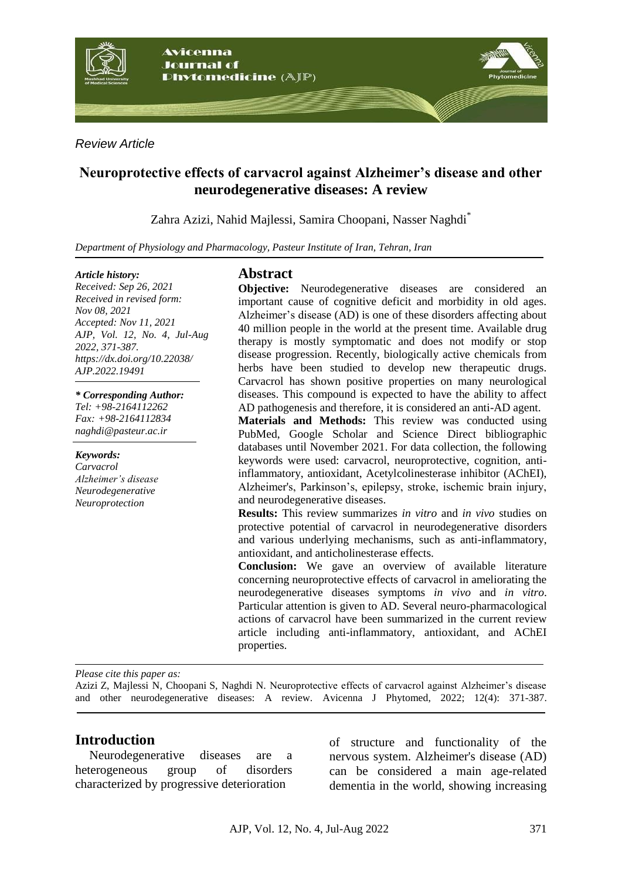*Review Article*

# Neuroprotective effects of carvacrol against Alzheimer's disease and other neurodegenerative diseases: A review

Zahra Azizi, Nahid Majlessi, Samira Choopani, Nasser Naghdi*

*Department of Physiology and Pharmacology, Pasteur Institute of Iran, Tehran, Iran*

*Article history:*
*Received: Sep 26, 2021*
*Received in revised form: Nov 08, 2021*
*Accepted: Nov 11, 2021*
*AJP, Vol. 12, No. 4, Jul-Aug 2022, 371-387.*
*https://dx.doi.org/10.22038/AJP.2022.19491*

*\* Corresponding Author:*
*Tel: +98-2164112262*
*Fax: +98-2164112834*
*naghdi@pasteur.ac.ir*

*Keywords:*
*Carvacrol*
*Alzheimer's disease*
*Neurodegenerative*
*Neuroprotection*

## Abstract

**Objective:** Neurodegenerative diseases are considered an important cause of cognitive deficit and morbidity in old ages. Alzheimer's disease (AD) is one of these disorders affecting about 40 million people in the world at the present time. Available drug therapy is mostly symptomatic and does not modify or stop disease progression. Recently, biologically active chemicals from herbs have been studied to develop new therapeutic drugs. Carvacrol has shown positive properties on many neurological diseases. This compound is expected to have the ability to affect AD pathogenesis and therefore, it is considered an anti-AD agent.

**Materials and Methods:** This review was conducted using PubMed, Google Scholar and Science Direct bibliographic databases until November 2021. For data collection, the following keywords were used: carvacrol, neuroprotective, cognition, anti-inflammatory, antioxidant, Acetylcolinesterase inhibitor (AChEI), Alzheimer's, Parkinson's, epilepsy, stroke, ischemic brain injury, and neurodegenerative diseases.

**Results:** This review summarizes *in vitro* and *in vivo* studies on protective potential of carvacrol in neurodegenerative disorders and various underlying mechanisms, such as anti-inflammatory, antioxidant, and anticholinesterase effects.

**Conclusion:** We gave an overview of available literature concerning neuroprotective effects of carvacrol in ameliorating the neurodegenerative diseases symptoms *in vivo* and *in vitro*. Particular attention is given to AD. Several neuro-pharmacological actions of carvacrol have been summarized in the current review article including anti-inflammatory, antioxidant, and AChEI properties.

*Please cite this paper as:*
Azizi Z, Majlessi N, Choopani S, Naghdi N. Neuroprotective effects of carvacrol against Alzheimer's disease and other neurodegenerative diseases: A review. Avicenna J Phytomed, 2022; 12(4): 371-387.

## Introduction

Neurodegenerative diseases are a heterogeneous group of disorders characterized by progressive deterioration of structure and functionality of the nervous system. Alzheimer's disease (AD) can be considered a main age-related dementia in the world, showing increasing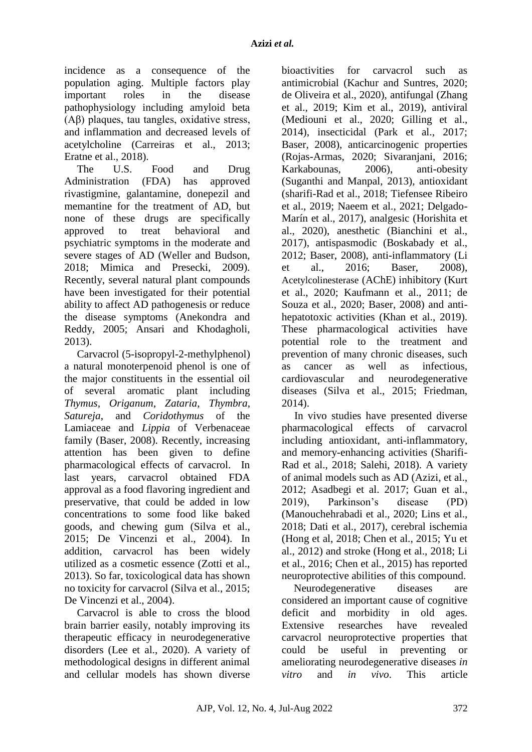incidence as a consequence of the population aging. Multiple factors play important roles in the disease pathophysiology including amyloid beta (Aβ) plaques, tau tangles, oxidative stress, and inflammation and decreased levels of acetylcholine (Carreiras et al., 2013; Eratne et al., 2018).

The U.S. Food and Drug Administration (FDA) has approved rivastigmine, galantamine, donepezil and memantine for the treatment of AD, but none of these drugs are specifically approved to treat behavioral and psychiatric symptoms in the moderate and severe stages of AD (Weller and Budson, 2018; Mimica and Presecki, 2009). Recently, several natural plant compounds have been investigated for their potential ability to affect AD pathogenesis or reduce the disease symptoms (Anekondra and Reddy, 2005; Ansari and Khodagholi, 2013).

Carvacrol (5-isopropyl-2-methylphenol) a natural monoterpenoid phenol is one of the major constituents in the essential oil of several aromatic plant including *Thymus*, *Origanum*, *Zataria*, *Thymbra*, *Satureja*, and *Coridothymus* of the Lamiaceae and *Lippia* of Verbenaceae family (Baser, 2008). Recently, increasing attention has been given to define pharmacological effects of carvacrol. In last years, carvacrol obtained FDA approval as a food flavoring ingredient and preservative, that could be added in low concentrations to some food like baked goods, and chewing gum (Silva et al., 2015; De Vincenzi et al., 2004). In addition, carvacrol has been widely utilized as a cosmetic essence (Zotti et al., 2013). So far, toxicological data has shown no toxicity for carvacrol (Silva et al., 2015; De Vincenzi et al., 2004).

Carvacrol is able to cross the blood brain barrier easily, notably improving its therapeutic efficacy in neurodegenerative disorders (Lee et al., 2020). A variety of methodological designs in different animal and cellular models has shown diverse bioactivities for carvacrol such as antimicrobial (Kachur and Suntres, 2020; de Oliveira et al., 2020), antifungal (Zhang et al., 2019; Kim et al., 2019), antiviral (Mediouni et al., 2020; Gilling et al., 2014), insecticidal (Park et al., 2017; Baser, 2008), anticarcinogenic properties (Rojas-Armas, 2020; Sivaranjani, 2016; Karkabounas, 2006), anti-obesity (Suganthi and Manpal, 2013), antioxidant (sharifi-Rad et al., 2018; Tiefensee Ribeiro et al., 2019; Naeem et al., 2021; Delgado-Marín et al., 2017), analgesic (Horishita et al., 2020), anesthetic (Bianchini et al., 2017), antispasmodic (Boskabady et al., 2012; Baser, 2008), anti-inflammatory (Li et al., 2016; Baser, 2008), Acetylcolinesterase (AChE) inhibitory (Kurt et al., 2020; Kaufmann et al., 2011; de Souza et al., 2020; Baser, 2008) and anti-hepatotoxic activities (Khan et al., 2019). These pharmacological activities have potential role to the treatment and prevention of many chronic diseases, such as cancer as well as infectious, cardiovascular and neurodegenerative diseases (Silva et al., 2015; Friedman, 2014).

In vivo studies have presented diverse pharmacological effects of carvacrol including antioxidant, anti-inflammatory, and memory-enhancing activities (Sharifi-Rad et al., 2018; Salehi, 2018). A variety of animal models such as AD (Azizi, et al., 2012; Asadbegi et al. 2017; Guan et al., 2019), Parkinson's disease (PD) (Manouchehrabadi et al., 2020; Lins et al., 2018; Dati et al., 2017), cerebral ischemia (Hong et al, 2018; Chen et al., 2015; Yu et al., 2012) and stroke (Hong et al., 2018; Li et al., 2016; Chen et al., 2015) has reported neuroprotective abilities of this compound.

Neurodegenerative diseases are considered an important cause of cognitive deficit and morbidity in old ages. Extensive researches have revealed carvacrol neuroprotective properties that could be useful in preventing or ameliorating neurodegenerative diseases *in vitro* and *in vivo*. This article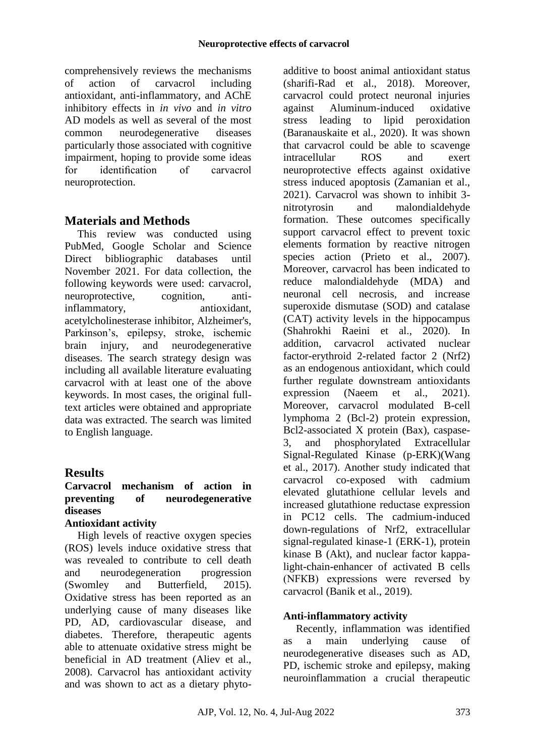comprehensively reviews the mechanisms of action of carvacrol including antioxidant, anti-inflammatory, and AChE inhibitory effects in *in vivo* and *in vitro* AD models as well as several of the most common neurodegenerative diseases particularly those associated with cognitive impairment, hoping to provide some ideas for identification of carvacrol neuroprotection.

## Materials and Methods

This review was conducted using PubMed, Google Scholar and Science Direct bibliographic databases until November 2021. For data collection, the following keywords were used: carvacrol, neuroprotective, cognition, anti-inflammatory, antioxidant, acetylcholinesterase inhibitor, Alzheimer's, Parkinson's, epilepsy, stroke, ischemic brain injury, and neurodegenerative diseases. The search strategy design was including all available literature evaluating carvacrol with at least one of the above keywords. In most cases, the original full-text articles were obtained and appropriate data was extracted. The search was limited to English language.

## Results

### Carvacrol mechanism of action in preventing of neurodegenerative diseases

#### Antioxidant activity

High levels of reactive oxygen species (ROS) levels induce oxidative stress that was revealed to contribute to cell death and neurodegeneration progression (Swomley and Butterfield, 2015). Oxidative stress has been reported as an underlying cause of many diseases like PD, AD, cardiovascular disease, and diabetes. Therefore, therapeutic agents able to attenuate oxidative stress might be beneficial in AD treatment (Aliev et al., 2008). Carvacrol has antioxidant activity and was shown to act as a dietary phyto-additive to boost animal antioxidant status (sharifi-Rad et al., 2018). Moreover, carvacrol could protect neuronal injuries against Aluminum-induced oxidative stress leading to lipid peroxidation (Baranauskaite et al., 2020). It was shown that carvacrol could be able to scavenge intracellular ROS and exert neuroprotective effects against oxidative stress induced apoptosis (Zamanian et al., 2021). Carvacrol was shown to inhibit 3-nitrotyrosin and malondialdehyde formation. These outcomes specifically support carvacrol effect to prevent toxic elements formation by reactive nitrogen species action (Prieto et al., 2007). Moreover, carvacrol has been indicated to reduce malondialdehyde (MDA) and neuronal cell necrosis, and increase superoxide dismutase (SOD) and catalase (CAT) activity levels in the hippocampus (Shahrokhi Raeini et al., 2020). In addition, carvacrol activated nuclear factor-erythroid 2-related factor 2 (Nrf2) as an endogenous antioxidant, which could further regulate downstream antioxidants expression (Naeem et al., 2021). Moreover, carvacrol modulated B-cell lymphoma 2 (Bcl-2) protein expression, Bcl2-associated X protein (Bax), caspase-3, and phosphorylated Extracellular Signal-Regulated Kinase (p-ERK)(Wang et al., 2017). Another study indicated that carvacrol co-exposed with cadmium elevated glutathione cellular levels and increased glutathione reductase expression in PC12 cells. The cadmium-induced down-regulations of Nrf2, extracellular signal-regulated kinase-1 (ERK-1), protein kinase B (Akt), and nuclear factor kappa-light-chain-enhancer of activated B cells (NFKB) expressions were reversed by carvacrol (Banik et al., 2019).

#### Anti-inflammatory activity

Recently, inflammation was identified as a main underlying cause of neurodegenerative diseases such as AD, PD, ischemic stroke and epilepsy, making neuroinflammation a crucial therapeutic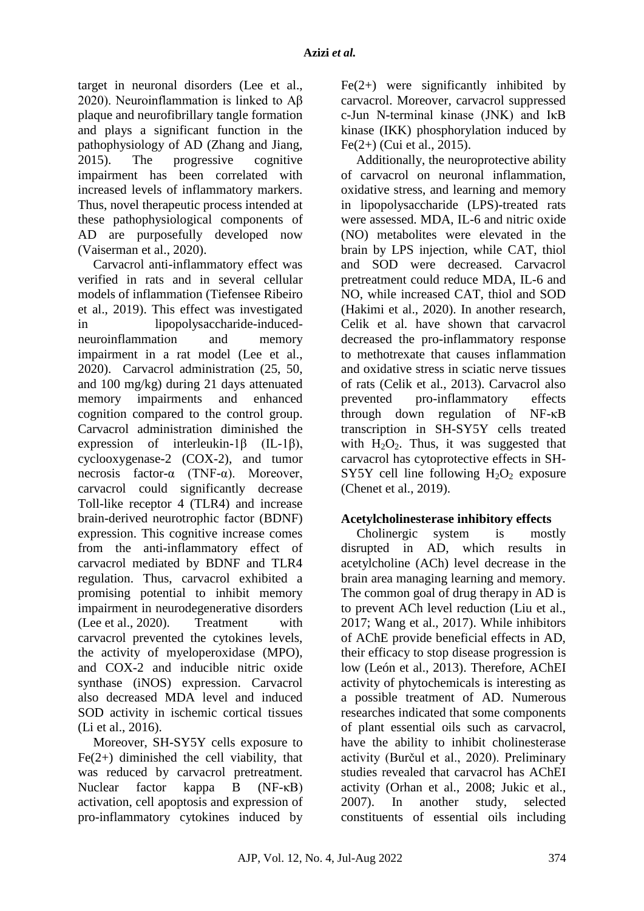target in neuronal disorders (Lee et al., 2020). Neuroinflammation is linked to Aβ plaque and neurofibrillary tangle formation and plays a significant function in the pathophysiology of AD (Zhang and Jiang, 2015). The progressive cognitive impairment has been correlated with increased levels of inflammatory markers. Thus, novel therapeutic process intended at these pathophysiological components of AD are purposefully developed now (Vaiserman et al., 2020).

Carvacrol anti-inflammatory effect was verified in rats and in several cellular models of inflammation (Tiefensee Ribeiro et al., 2019). This effect was investigated in lipopolysaccharide-induced-neuroinflammation and memory impairment in a rat model (Lee et al., 2020). Carvacrol administration (25, 50, and 100 mg/kg) during 21 days attenuated memory impairments and enhanced cognition compared to the control group. Carvacrol administration diminished the expression of interleukin-1β (IL-1β), cyclooxygenase-2 (COX-2), and tumor necrosis factor-α (TNF-α). Moreover, carvacrol could significantly decrease Toll-like receptor 4 (TLR4) and increase brain-derived neurotrophic factor (BDNF) expression. This cognitive increase comes from the anti-inflammatory effect of carvacrol mediated by BDNF and TLR4 regulation. Thus, carvacrol exhibited a promising potential to inhibit memory impairment in neurodegenerative disorders (Lee et al., 2020). Treatment with carvacrol prevented the cytokines levels, the activity of myeloperoxidase (MPO), and COX-2 and inducible nitric oxide synthase (iNOS) expression. Carvacrol also decreased MDA level and induced SOD activity in ischemic cortical tissues (Li et al., 2016).

Moreover, SH-SY5Y cells exposure to Fe(2+) diminished the cell viability, that was reduced by carvacrol pretreatment. Nuclear factor kappa B (NF-κB) activation, cell apoptosis and expression of pro-inflammatory cytokines induced by Fe(2+) were significantly inhibited by carvacrol. Moreover, carvacrol suppressed c-Jun N-terminal kinase (JNK) and IκB kinase (IKK) phosphorylation induced by Fe(2+) (Cui et al., 2015).

Additionally, the neuroprotective ability of carvacrol on neuronal inflammation, oxidative stress, and learning and memory in lipopolysaccharide (LPS)-treated rats were assessed. MDA, IL-6 and nitric oxide (NO) metabolites were elevated in the brain by LPS injection, while CAT, thiol and SOD were decreased. Carvacrol pretreatment could reduce MDA, IL-6 and NO, while increased CAT, thiol and SOD (Hakimi et al., 2020). In another research, Celik et al. have shown that carvacrol decreased the pro-inflammatory response to methotrexate that causes inflammation and oxidative stress in sciatic nerve tissues of rats (Celik et al., 2013). Carvacrol also prevented pro-inflammatory effects through down regulation of NF-κB transcription in SH-SY5Y cells treated with $H_2O_2$. Thus, it was suggested that carvacrol has cytoprotective effects in SH-SY5Y cell line following $H_2O_2$ exposure (Chenet et al., 2019).

## Acetylcholinesterase inhibitory effects

Cholinergic system is mostly disrupted in AD, which results in acetylcholine (ACh) level decrease in the brain area managing learning and memory. The common goal of drug therapy in AD is to prevent ACh level reduction (Liu et al., 2017; Wang et al., 2017). While inhibitors of AChE provide beneficial effects in AD, their efficacy to stop disease progression is low (León et al., 2013). Therefore, AChEI activity of phytochemicals is interesting as a possible treatment of AD. Numerous researches indicated that some components of plant essential oils such as carvacrol, have the ability to inhibit cholinesterase activity (Burčul et al., 2020). Preliminary studies revealed that carvacrol has AChEI activity (Orhan et al., 2008; Jukic et al., 2007). In another study, selected constituents of essential oils including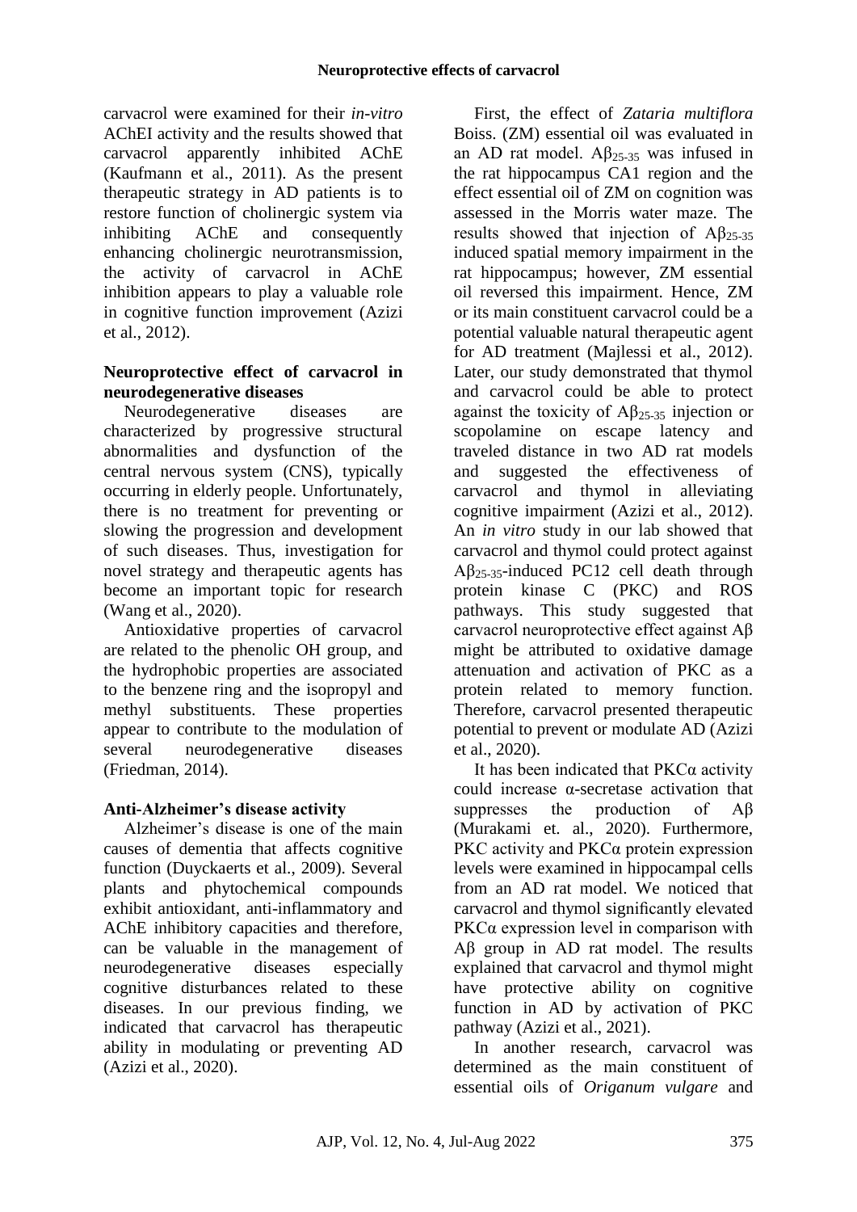carvacrol were examined for their *in-vitro* AChEI activity and the results showed that carvacrol apparently inhibited AChE (Kaufmann et al., 2011). As the present therapeutic strategy in AD patients is to restore function of cholinergic system via inhibiting AChE and consequently enhancing cholinergic neurotransmission, the activity of carvacrol in AChE inhibition appears to play a valuable role in cognitive function improvement (Azizi et al., 2012).

### Neuroprotective effect of carvacrol in neurodegenerative diseases

Neurodegenerative diseases are characterized by progressive structural abnormalities and dysfunction of the central nervous system (CNS), typically occurring in elderly people. Unfortunately, there is no treatment for preventing or slowing the progression and development of such diseases. Thus, investigation for novel strategy and therapeutic agents has become an important topic for research (Wang et al., 2020).

Antioxidative properties of carvacrol are related to the phenolic OH group, and the hydrophobic properties are associated to the benzene ring and the isopropyl and methyl substituents. These properties appear to contribute to the modulation of several neurodegenerative diseases (Friedman, 2014).

### Anti-Alzheimer's disease activity

Alzheimer's disease is one of the main causes of dementia that affects cognitive function (Duyckaerts et al., 2009). Several plants and phytochemical compounds exhibit antioxidant, anti-inflammatory and AChE inhibitory capacities and therefore, can be valuable in the management of neurodegenerative diseases especially cognitive disturbances related to these diseases. In our previous finding, we indicated that carvacrol has therapeutic ability in modulating or preventing AD (Azizi et al., 2020).

First, the effect of *Zataria multiflora* Boiss. (ZM) essential oil was evaluated in an AD rat model. $A\beta_{25\text{-}35}$ was infused in the rat hippocampus CA1 region and the effect essential oil of ZM on cognition was assessed in the Morris water maze. The results showed that injection of $A\beta_{25\text{-}35}$ induced spatial memory impairment in the rat hippocampus; however, ZM essential oil reversed this impairment. Hence, ZM or its main constituent carvacrol could be a potential valuable natural therapeutic agent for AD treatment (Majlessi et al., 2012). Later, our study demonstrated that thymol and carvacrol could be able to protect against the toxicity of $A\beta_{25\text{-}35}$ injection or scopolamine on escape latency and traveled distance in two AD rat models and suggested the effectiveness of carvacrol and thymol in alleviating cognitive impairment (Azizi et al., 2012). An *in vitro* study in our lab showed that carvacrol and thymol could protect against $A\beta_{25\text{-}35}$-induced PC12 cell death through protein kinase C (PKC) and ROS pathways. This study suggested that carvacrol neuroprotective effect against Aβ might be attributed to oxidative damage attenuation and activation of PKC as a protein related to memory function. Therefore, carvacrol presented therapeutic potential to prevent or modulate AD (Azizi et al., 2020).

It has been indicated that PKCα activity could increase α-secretase activation that suppresses the production of Aβ (Murakami et. al., 2020). Furthermore, PKC activity and PKCα protein expression levels were examined in hippocampal cells from an AD rat model. We noticed that carvacrol and thymol significantly elevated PKCα expression level in comparison with Aβ group in AD rat model. The results explained that carvacrol and thymol might have protective ability on cognitive function in AD by activation of PKC pathway (Azizi et al., 2021).

In another research, carvacrol was determined as the main constituent of essential oils of *Origanum vulgare* and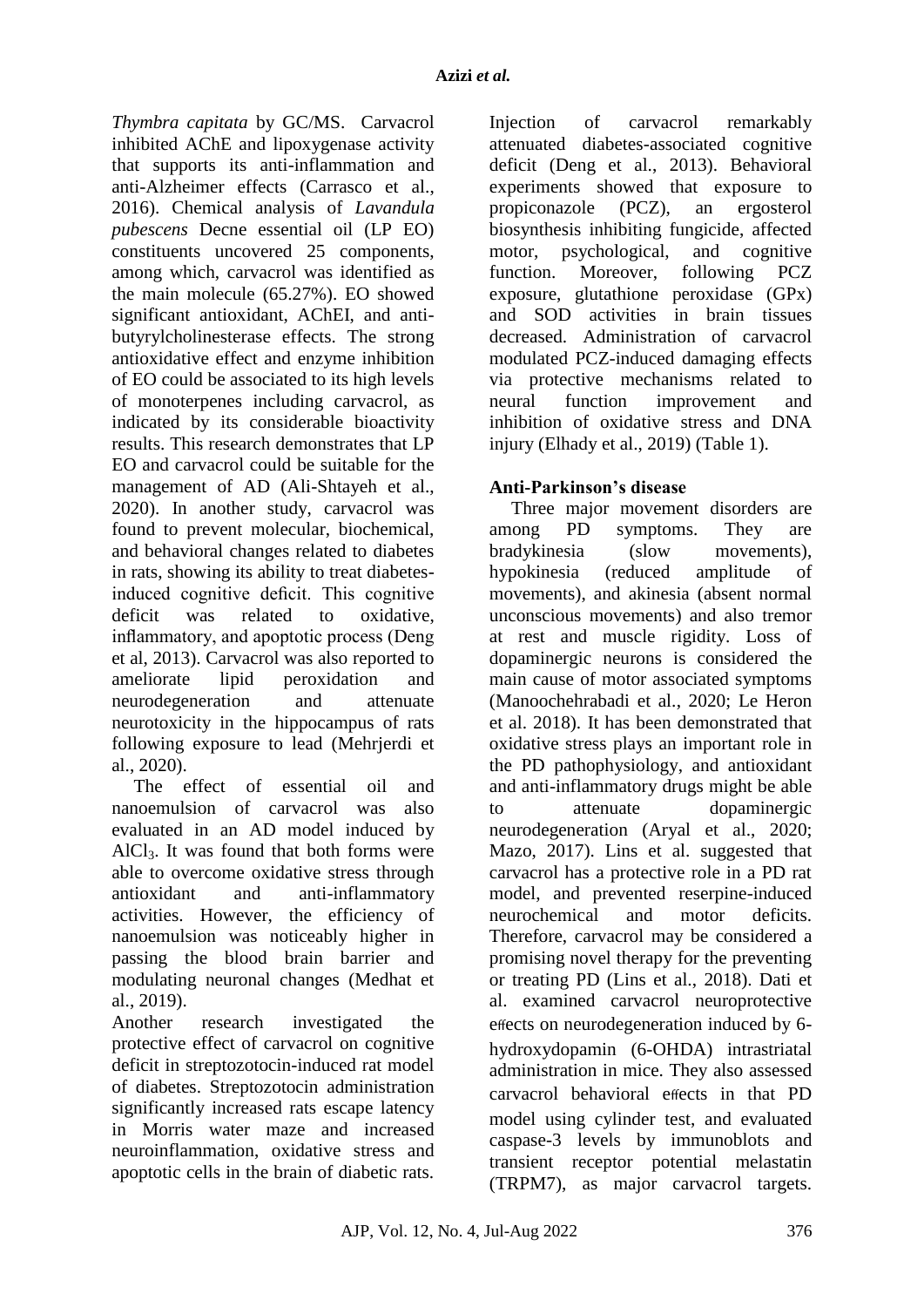*Thymbra capitata* by GC/MS. Carvacrol inhibited AChE and lipoxygenase activity that supports its anti-inflammation and anti-Alzheimer effects (Carrasco et al., 2016). Chemical analysis of *Lavandula pubescens* Decne essential oil (LP EO) constituents uncovered 25 components, among which, carvacrol was identified as the main molecule (65.27%). EO showed significant antioxidant, AChEI, and anti-butyrylcholinesterase effects. The strong antioxidative effect and enzyme inhibition of EO could be associated to its high levels of monoterpenes including carvacrol, as indicated by its considerable bioactivity results. This research demonstrates that LP EO and carvacrol could be suitable for the management of AD (Ali-Shtayeh et al., 2020). In another study, carvacrol was found to prevent molecular, biochemical, and behavioral changes related to diabetes in rats, showing its ability to treat diabetes-induced cognitive deficit. This cognitive deficit was related to oxidative, inflammatory, and apoptotic process (Deng et al, 2013). Carvacrol was also reported to ameliorate lipid peroxidation and neurodegeneration and attenuate neurotoxicity in the hippocampus of rats following exposure to lead (Mehrjerdi et al., 2020).

The effect of essential oil and nanoemulsion of carvacrol was also evaluated in an AD model induced by $AlCl_3$. It was found that both forms were able to overcome oxidative stress through antioxidant and anti-inflammatory activities. However, the efficiency of nanoemulsion was noticeably higher in passing the blood brain barrier and modulating neuronal changes (Medhat et al., 2019).

Another research investigated the protective effect of carvacrol on cognitive deficit in streptozotocin-induced rat model of diabetes. Streptozotocin administration significantly increased rats escape latency in Morris water maze and increased neuroinflammation, oxidative stress and apoptotic cells in the brain of diabetic rats. Injection of carvacrol remarkably attenuated diabetes-associated cognitive deficit (Deng et al., 2013). Behavioral experiments showed that exposure to propiconazole (PCZ), an ergosterol biosynthesis inhibiting fungicide, affected motor, psychological, and cognitive function. Moreover, following PCZ exposure, glutathione peroxidase (GPx) and SOD activities in brain tissues decreased. Administration of carvacrol modulated PCZ-induced damaging effects via protective mechanisms related to neural function improvement and inhibition of oxidative stress and DNA injury (Elhady et al., 2019) (Table 1).

### Anti-Parkinson's disease

Three major movement disorders are among PD symptoms. They are bradykinesia (slow movements), hypokinesia (reduced amplitude of movements), and akinesia (absent normal unconscious movements) and also tremor at rest and muscle rigidity. Loss of dopaminergic neurons is considered the main cause of motor associated symptoms (Manoochehrabadi et al., 2020; Le Heron et al. 2018). It has been demonstrated that oxidative stress plays an important role in the PD pathophysiology, and antioxidant and anti-inflammatory drugs might be able to attenuate dopaminergic neurodegeneration (Aryal et al., 2020; Mazo, 2017). Lins et al. suggested that carvacrol has a protective role in a PD rat model, and prevented reserpine-induced neurochemical and motor deficits. Therefore, carvacrol may be considered a promising novel therapy for the preventing or treating PD (Lins et al., 2018). Dati et al. examined carvacrol neuroprotective effects on neurodegeneration induced by 6-hydroxydopamin (6-OHDA) intrastriatal administration in mice. They also assessed carvacrol behavioral effects in that PD model using cylinder test, and evaluated caspase-3 levels by immunoblots and transient receptor potential melastatin (TRPM7), as major carvacrol targets.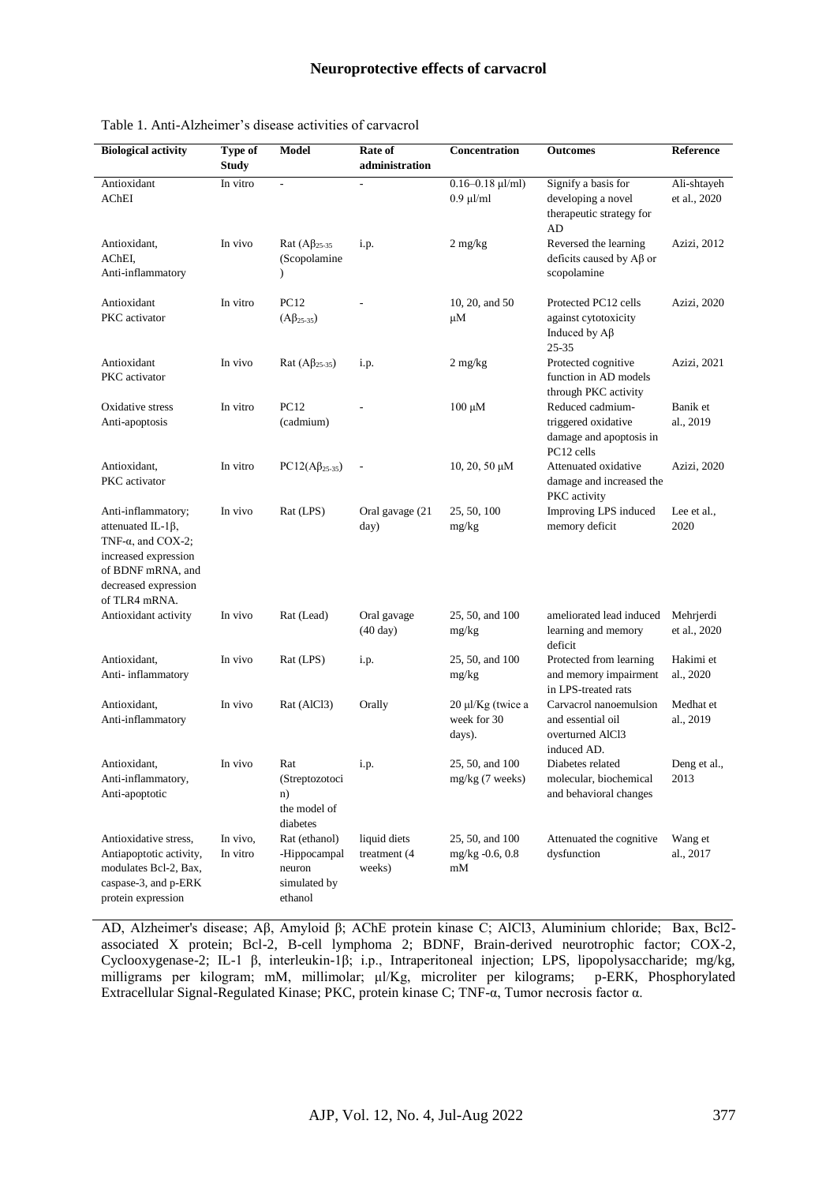Table 1. Anti-Alzheimer's disease activities of carvacrol

| Biological activity | Type of Study | Model | Rate of administration | Concentration | Outcomes | Reference |
|---|---|---|---|---|---|---|
| Antioxidant AChEI | In vitro | - | - | 0.16–0.18 μl/ml) 0.9 μl/ml | Signify a basis for developing a novel therapeutic strategy for AD | Ali-shtayeh et al., 2020 |
| Antioxidant, AChEI, Anti-inflammatory | In vivo | Rat ($A\beta_{25\text{-}35}$ (Scopolamine) | i.p. | 2 mg/kg | Reversed the learning deficits caused by Aβ or scopolamine | Azizi, 2012 |
| Antioxidant PKC activator | In vitro | PC12 ($A\beta_{25\text{-}35}$) | - | 10, 20, and 50 μM | Protected PC12 cells against cytotoxicity Induced by Aβ 25-35 | Azizi, 2020 |
| Antioxidant PKC activator | In vivo | Rat ($A\beta_{25\text{-}35}$) | i.p. | 2 mg/kg | Protected cognitive function in AD models through PKC activity | Azizi, 2021 |
| Oxidative stress Anti-apoptosis | In vitro | PC12 (cadmium) | - | 100 μM | Reduced cadmium-triggered oxidative damage and apoptosis in PC12 cells | Banik et al., 2019 |
| Antioxidant, PKC activator | In vitro | PC12($A\beta_{25\text{-}35}$) | - | 10, 20, 50 μM | Attenuated oxidative damage and increased the PKC activity | Azizi, 2020 |
| Anti-inflammatory; attenuated IL-1β, TNF-α, and COX-2; increased expression of BDNF mRNA, and decreased expression of TLR4 mRNA. | In vivo | Rat (LPS) | Oral gavage (21 day) | 25, 50, 100 mg/kg | Improving LPS induced memory deficit | Lee et al., 2020 |
| Antioxidant activity | In vivo | Rat (Lead) | Oral gavage (40 day) | 25, 50, and 100 mg/kg | ameliorated lead induced learning and memory deficit | Mehrjerdi et al., 2020 |
| Antioxidant, Anti- inflammatory | In vivo | Rat (LPS) | i.p. | 25, 50, and 100 mg/kg | Protected from learning and memory impairment in LPS-treated rats | Hakimi et al., 2020 |
| Antioxidant, Anti-inflammatory | In vivo | Rat (AlCl3) | Orally | 20 μl/Kg (twice a week for 30 days). | Carvacrol nanoemulsion and essential oil overturned AlCl3 induced AD. | Medhat et al., 2019 |
| Antioxidant, Anti-inflammatory, Anti-apoptotic | In vivo | Rat (Streptozotocin) the model of diabetes | i.p. | 25, 50, and 100 mg/kg (7 weeks) | Diabetes related molecular, biochemical and behavioral changes | Deng et al., 2013 |
| Antioxidative stress, Antiapoptotic activity, modulates Bcl-2, Bax, caspase-3, and p-ERK protein expression | In vivo, In vitro | Rat (ethanol) -Hippocampal neuron simulated by ethanol | liquid diets treatment (4 weeks) | 25, 50, and 100 mg/kg -0.6, 0.8 mM | Attenuated the cognitive dysfunction | Wang et al., 2017 |

AD, Alzheimer's disease; Aβ, Amyloid β; AChE protein kinase C; AlCl3, Aluminium chloride; Bax, Bcl2-associated X protein; Bcl-2, B-cell lymphoma 2; BDNF, Brain-derived neurotrophic factor; COX-2, Cyclooxygenase-2; IL-1 β, interleukin-1β; i.p., Intraperitoneal injection; LPS, lipopolysaccharide; mg/kg, milligrams per kilogram; mM, millimolar; μl/Kg, microliter per kilograms; p-ERK, Phosphorylated Extracellular Signal-Regulated Kinase; PKC, protein kinase C; TNF-α, Tumor necrosis factor α.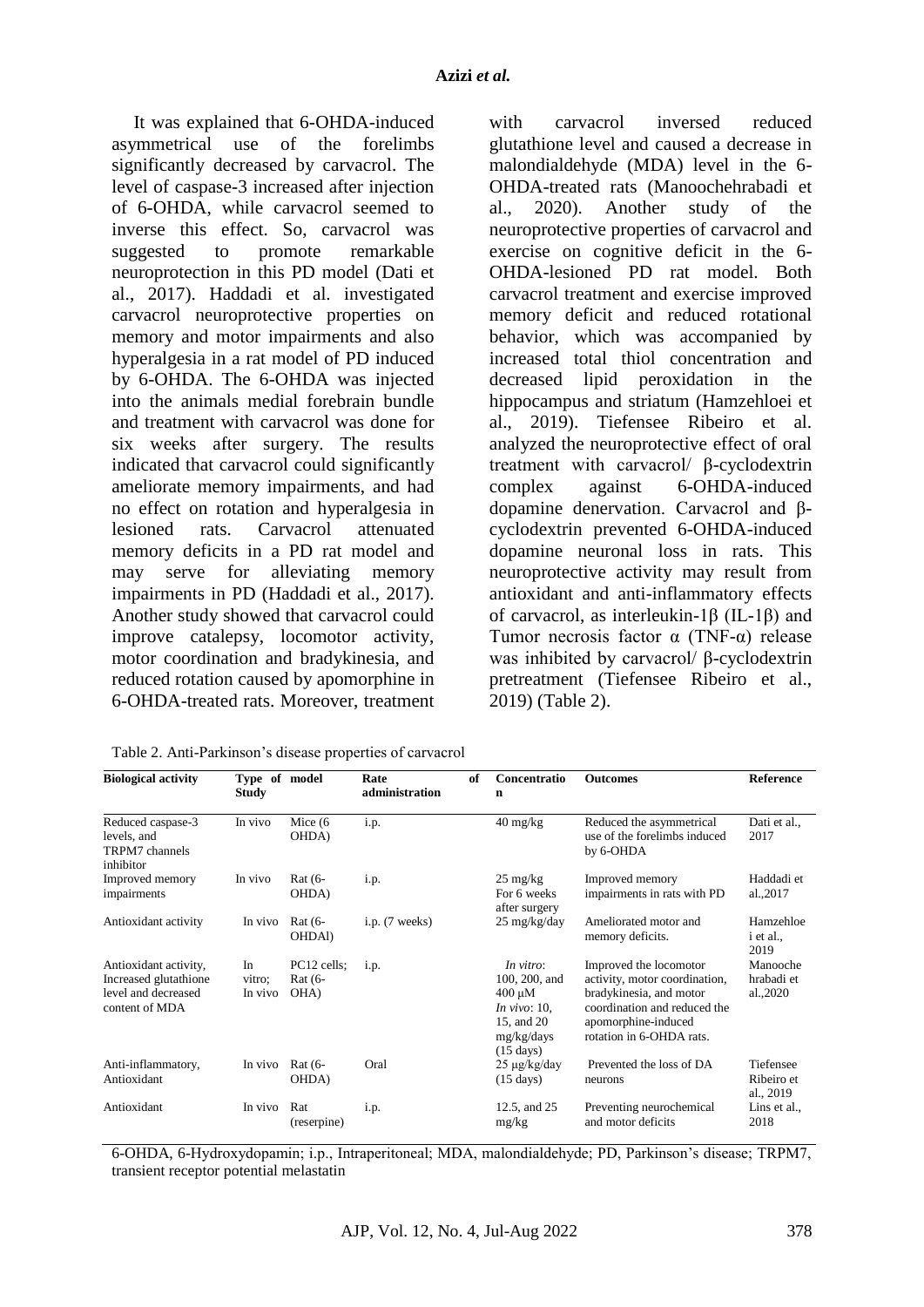It was explained that 6-OHDA-induced asymmetrical use of the forelimbs significantly decreased by carvacrol. The level of caspase-3 increased after injection of 6-OHDA, while carvacrol seemed to inverse this effect. So, carvacrol was suggested to promote remarkable neuroprotection in this PD model (Dati et al., 2017). Haddadi et al. investigated carvacrol neuroprotective properties on memory and motor impairments and also hyperalgesia in a rat model of PD induced by 6-OHDA. The 6-OHDA was injected into the animals medial forebrain bundle and treatment with carvacrol was done for six weeks after surgery. The results indicated that carvacrol could significantly ameliorate memory impairments, and had no effect on rotation and hyperalgesia in lesioned rats. Carvacrol attenuated memory deficits in a PD rat model and may serve for alleviating memory impairments in PD (Haddadi et al., 2017). Another study showed that carvacrol could improve catalepsy, locomotor activity, motor coordination and bradykinesia, and reduced rotation caused by apomorphine in 6-OHDA-treated rats. Moreover, treatment with carvacrol inversed reduced glutathione level and caused a decrease in malondialdehyde (MDA) level in the 6-OHDA-treated rats (Manoochehrabadi et al., 2020). Another study of the neuroprotective properties of carvacrol and exercise on cognitive deficit in the 6-OHDA-lesioned PD rat model. Both carvacrol treatment and exercise improved memory deficit and reduced rotational behavior, which was accompanied by increased total thiol concentration and decreased lipid peroxidation in the hippocampus and striatum (Hamzehloei et al., 2019). Tiefensee Ribeiro et al. analyzed the neuroprotective effect of oral treatment with carvacrol/ β-cyclodextrin complex against 6-OHDA-induced dopamine denervation. Carvacrol and β-cyclodextrin prevented 6-OHDA-induced dopamine neuronal loss in rats. This neuroprotective activity may result from antioxidant and anti-inflammatory effects of carvacrol, as interleukin-1β (IL-1β) and Tumor necrosis factor α (TNF-α) release was inhibited by carvacrol/ β-cyclodextrin pretreatment (Tiefensee Ribeiro et al., 2019) (Table 2).

Table 2. Anti-Parkinson's disease properties of carvacrol

| Biological activity | Type of Study | model | Rate of administration | Concentration | Outcomes | Reference |
|---|---|---|---|---|---|---|
| Reduced caspase-3 levels, and TRPM7 channels inhibitor | In vivo | Mice (6 OHDA) | i.p. | 40 mg/kg | Reduced the asymmetrical use of the forelimbs induced by 6-OHDA | Dati et al., 2017 |
| Improved memory impairments | In vivo | Rat (6-OHDA) | i.p. | 25 mg/kg For 6 weeks after surgery | Improved memory impairments in rats with PD | Haddadi et al.,2017 |
| Antioxidant activity | In vivo | Rat (6-OHDAl) | i.p. (7 weeks) | 25 mg/kg/day | Ameliorated motor and memory deficits. | Hamzehloei et al., 2019 |
| Antioxidant activity, Increased glutathione level and decreased content of MDA | In vitro; In vivo | PC12 cells; Rat (6-OHA) | i.p. | *In vitro*: 100, 200, and 400 μM *In vivo*: 10, 15, and 20 mg/kg/days (15 days) | Improved the locomotor activity, motor coordination, bradykinesia, and motor coordination and reduced the apomorphine-induced rotation in 6-OHDA rats. | Manoochehrabadi et al.,2020 |
| Anti-inflammatory, Antioxidant | In vivo | Rat (6-OHDA) | Oral | 25 μg/kg/day (15 days) | Prevented the loss of DA neurons | Tiefensee Ribeiro et al., 2019 |
| Antioxidant | In vivo | Rat (reserpine) | i.p. | 12.5, and 25 mg/kg | Preventing neurochemical and motor deficits | Lins et al., 2018 |

6-OHDA, 6-Hydroxydopamin; i.p., Intraperitoneal; MDA, malondialdehyde; PD, Parkinson's disease; TRPM7, transient receptor potential melastatin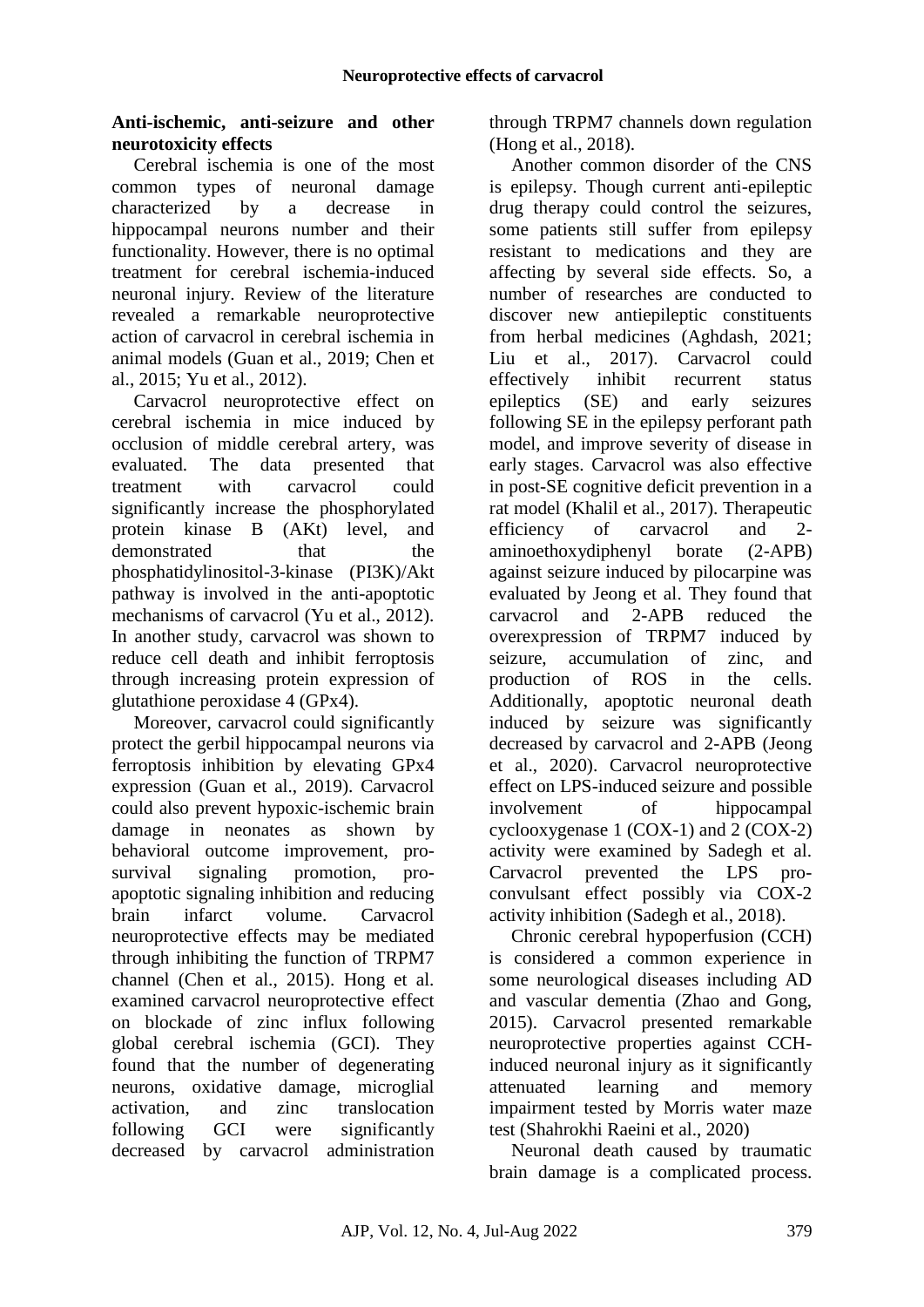**Anti-ischemic, anti-seizure and other neurotoxicity effects**

Cerebral ischemia is one of the most common types of neuronal damage characterized by a decrease in hippocampal neurons number and their functionality. However, there is no optimal treatment for cerebral ischemia-induced neuronal injury. Review of the literature revealed a remarkable neuroprotective action of carvacrol in cerebral ischemia in animal models (Guan et al., 2019; Chen et al., 2015; Yu et al., 2012).

Carvacrol neuroprotective effect on cerebral ischemia in mice induced by occlusion of middle cerebral artery, was evaluated. The data presented that treatment with carvacrol could significantly increase the phosphorylated protein kinase B (AKt) level, and demonstrated that the phosphatidylinositol-3-kinase (PI3K)/Akt pathway is involved in the anti-apoptotic mechanisms of carvacrol (Yu et al., 2012). In another study, carvacrol was shown to reduce cell death and inhibit ferroptosis through increasing protein expression of glutathione peroxidase 4 (GPx4).

Moreover, carvacrol could significantly protect the gerbil hippocampal neurons via ferroptosis inhibition by elevating GPx4 expression (Guan et al., 2019). Carvacrol could also prevent hypoxic-ischemic brain damage in neonates as shown by behavioral outcome improvement, pro-survival signaling promotion, pro-apoptotic signaling inhibition and reducing brain infarct volume. Carvacrol neuroprotective effects may be mediated through inhibiting the function of TRPM7 channel (Chen et al., 2015). Hong et al. examined carvacrol neuroprotective effect on blockade of zinc influx following global cerebral ischemia (GCI). They found that the number of degenerating neurons, oxidative damage, microglial activation, and zinc translocation following GCI were significantly decreased by carvacrol administration through TRPM7 channels down regulation (Hong et al., 2018).

Another common disorder of the CNS is epilepsy. Though current anti-epileptic drug therapy could control the seizures, some patients still suffer from epilepsy resistant to medications and they are affecting by several side effects. So, a number of researches are conducted to discover new antiepileptic constituents from herbal medicines (Aghdash, 2021; Liu et al., 2017). Carvacrol could effectively inhibit recurrent status epileptics (SE) and early seizures following SE in the epilepsy perforant path model, and improve severity of disease in early stages. Carvacrol was also effective in post-SE cognitive deficit prevention in a rat model (Khalil et al., 2017). Therapeutic efficiency of carvacrol and 2-aminoethoxydiphenyl borate (2-APB) against seizure induced by pilocarpine was evaluated by Jeong et al. They found that carvacrol and 2-APB reduced the overexpression of TRPM7 induced by seizure, accumulation of zinc, and production of ROS in the cells. Additionally, apoptotic neuronal death induced by seizure was significantly decreased by carvacrol and 2-APB (Jeong et al., 2020). Carvacrol neuroprotective effect on LPS-induced seizure and possible involvement of hippocampal cyclooxygenase 1 (COX-1) and 2 (COX-2) activity were examined by Sadegh et al. Carvacrol prevented the LPS pro-convulsant effect possibly via COX-2 activity inhibition (Sadegh et al., 2018).

Chronic cerebral hypoperfusion (CCH) is considered a common experience in some neurological diseases including AD and vascular dementia (Zhao and Gong, 2015). Carvacrol presented remarkable neuroprotective properties against CCH-induced neuronal injury as it significantly attenuated learning and memory impairment tested by Morris water maze test (Shahrokhi Raeini et al., 2020)

Neuronal death caused by traumatic brain damage is a complicated process.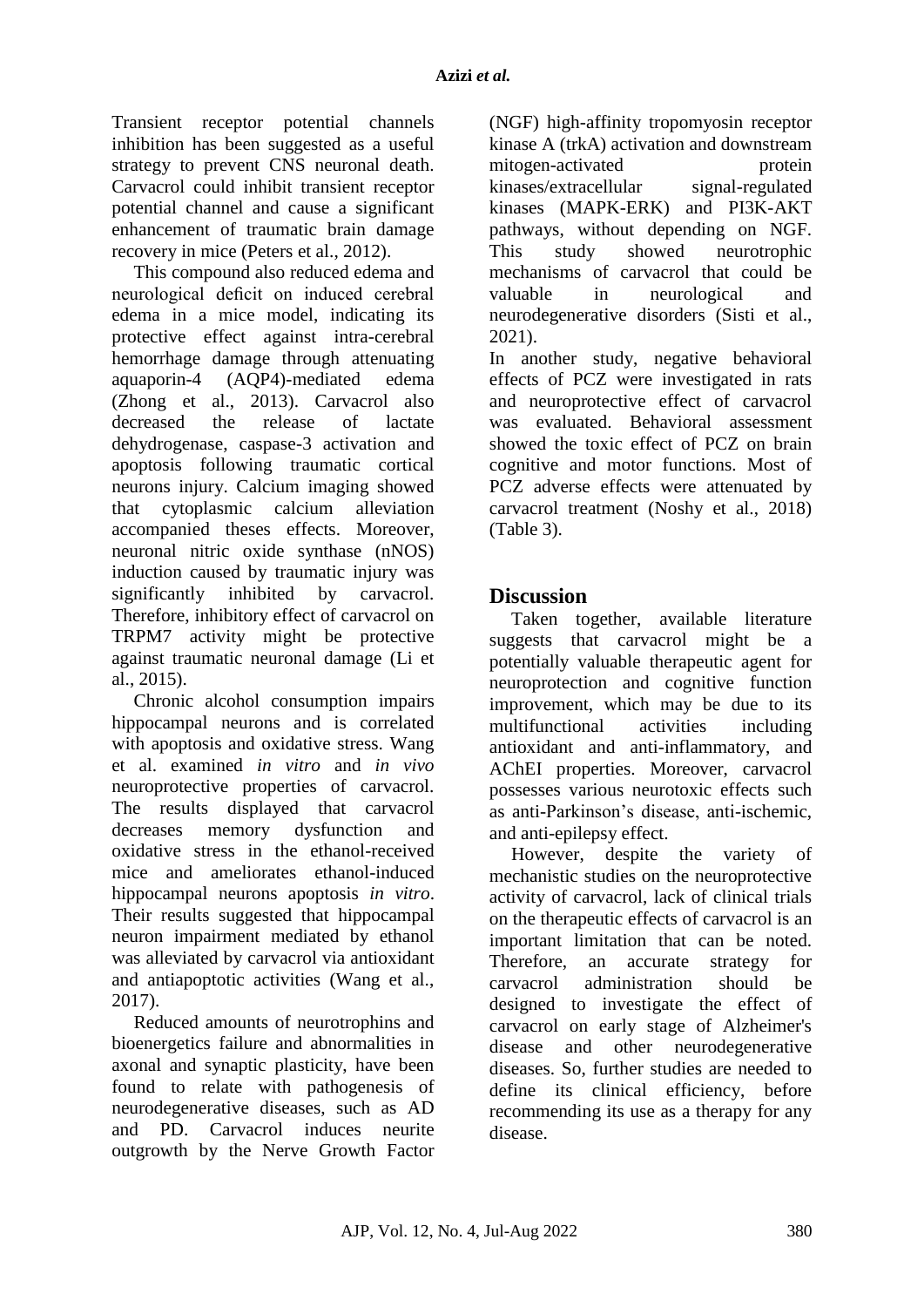Transient receptor potential channels inhibition has been suggested as a useful strategy to prevent CNS neuronal death. Carvacrol could inhibit transient receptor potential channel and cause a significant enhancement of traumatic brain damage recovery in mice (Peters et al., 2012).

This compound also reduced edema and neurological deficit on induced cerebral edema in a mice model, indicating its protective effect against intra-cerebral hemorrhage damage through attenuating aquaporin-4 (AQP4)-mediated edema (Zhong et al., 2013). Carvacrol also decreased the release of lactate dehydrogenase, caspase-3 activation and apoptosis following traumatic cortical neurons injury. Calcium imaging showed that cytoplasmic calcium alleviation accompanied theses effects. Moreover, neuronal nitric oxide synthase (nNOS) induction caused by traumatic injury was significantly inhibited by carvacrol. Therefore, inhibitory effect of carvacrol on TRPM7 activity might be protective against traumatic neuronal damage (Li et al., 2015).

Chronic alcohol consumption impairs hippocampal neurons and is correlated with apoptosis and oxidative stress. Wang et al. examined *in vitro* and *in vivo* neuroprotective properties of carvacrol. The results displayed that carvacrol decreases memory dysfunction and oxidative stress in the ethanol-received mice and ameliorates ethanol-induced hippocampal neurons apoptosis *in vitro*. Their results suggested that hippocampal neuron impairment mediated by ethanol was alleviated by carvacrol via antioxidant and antiapoptotic activities (Wang et al., 2017).

Reduced amounts of neurotrophins and bioenergetics failure and abnormalities in axonal and synaptic plasticity, have been found to relate with pathogenesis of neurodegenerative diseases, such as AD and PD. Carvacrol induces neurite outgrowth by the Nerve Growth Factor (NGF) high-affinity tropomyosin receptor kinase A (trkA) activation and downstream mitogen-activated protein kinases/extracellular signal-regulated kinases (MAPK-ERK) and PI3K-AKT pathways, without depending on NGF. This study showed neurotrophic mechanisms of carvacrol that could be valuable in neurological and neurodegenerative disorders (Sisti et al., 2021).

In another study, negative behavioral effects of PCZ were investigated in rats and neuroprotective effect of carvacrol was evaluated. Behavioral assessment showed the toxic effect of PCZ on brain cognitive and motor functions. Most of PCZ adverse effects were attenuated by carvacrol treatment (Noshy et al., 2018) (Table 3).

## Discussion

Taken together, available literature suggests that carvacrol might be a potentially valuable therapeutic agent for neuroprotection and cognitive function improvement, which may be due to its multifunctional activities including antioxidant and anti-inflammatory, and AChEI properties. Moreover, carvacrol possesses various neurotoxic effects such as anti-Parkinson's disease, anti-ischemic, and anti-epilepsy effect.

However, despite the variety of mechanistic studies on the neuroprotective activity of carvacrol, lack of clinical trials on the therapeutic effects of carvacrol is an important limitation that can be noted. Therefore, an accurate strategy for carvacrol administration should be designed to investigate the effect of carvacrol on early stage of Alzheimer's disease and other neurodegenerative diseases. So, further studies are needed to define its clinical efficiency, before recommending its use as a therapy for any disease.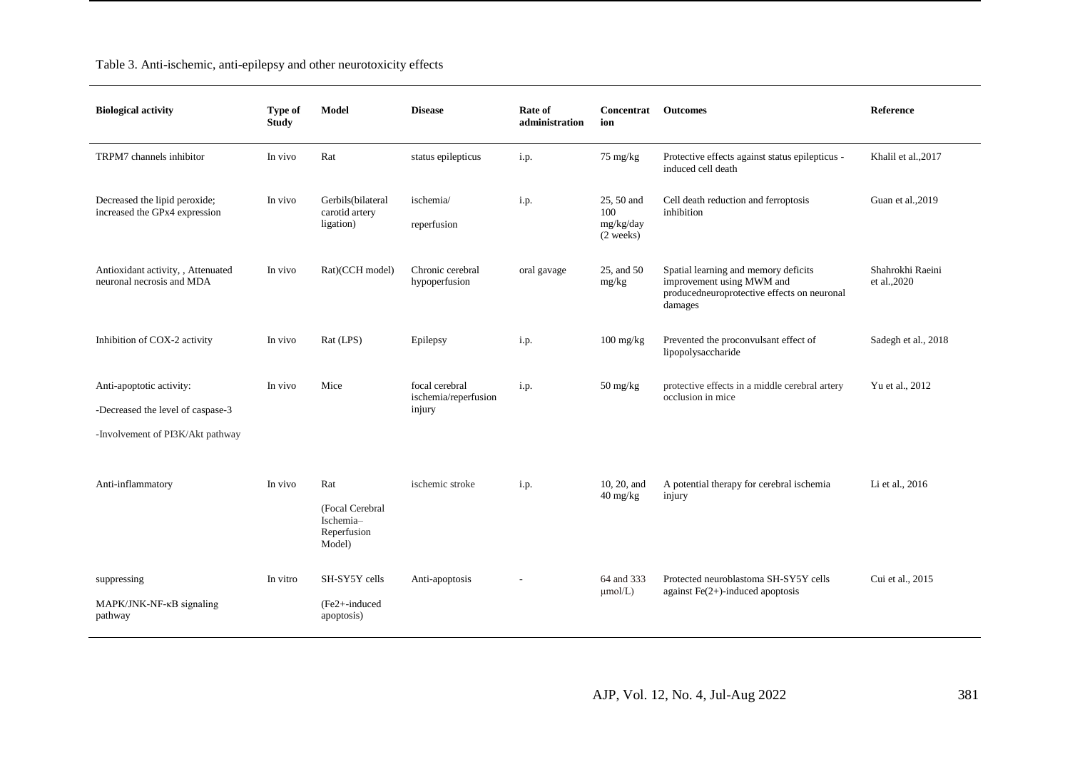Table 3. Anti-ischemic, anti-epilepsy and other neurotoxicity effects

| Biological activity | Type of Study | Model | Disease | Rate of administration | Concentration | Outcomes | Reference |
|---|---|---|---|---|---|---|---|
| TRPM7 channels inhibitor | In vivo | Rat | status epilepticus | i.p. | 75 mg/kg | Protective effects against status epilepticus - induced cell death | Khalil et al.,2017 |
| Decreased the lipid peroxide; increased the GPx4 expression | In vivo | Gerbils(bilateral carotid artery ligation) | ischemia/ reperfusion | i.p. | 25, 50 and 100 mg/kg/day (2 weeks) | Cell death reduction and ferroptosis inhibition | Guan et al.,2019 |
| Antioxidant activity, , Attenuated neuronal necrosis and MDA | In vivo | Rat)(CCH model) | Chronic cerebral hypoperfusion | oral gavage | 25, and 50 mg/kg | Spatial learning and memory deficits improvement using MWM and producedneuroprotective effects on neuronal damages | Shahrokhi Raeini et al.,2020 |
| Inhibition of COX-2 activity | In vivo | Rat (LPS) | Epilepsy | i.p. | 100 mg/kg | Prevented the proconvulsant effect of lipopolysaccharide | Sadegh et al., 2018 |
| Anti-apoptotic activity: -Decreased the level of caspase-3 -Involvement of PI3K/Akt pathway | In vivo | Mice | focal cerebral ischemia/reperfusion injury | i.p. | 50 mg/kg | protective effects in a middle cerebral artery occlusion in mice | Yu et al., 2012 |
| Anti-inflammatory | In vivo | Rat (Focal Cerebral Ischemia–Reperfusion Model) | ischemic stroke | i.p. | 10, 20, and 40 mg/kg | A potential therapy for cerebral ischemia injury | Li et al., 2016 |
| suppressing MAPK/JNK-NF-κB signaling pathway | In vitro | SH-SY5Y cells ($Fe^{2+}$-induced apoptosis) | Anti-apoptosis | - | 64 and 333 μmol/L) | Protected neuroblastoma SH-SY5Y cells against Fe(2+)-induced apoptosis | Cui et al., 2015 |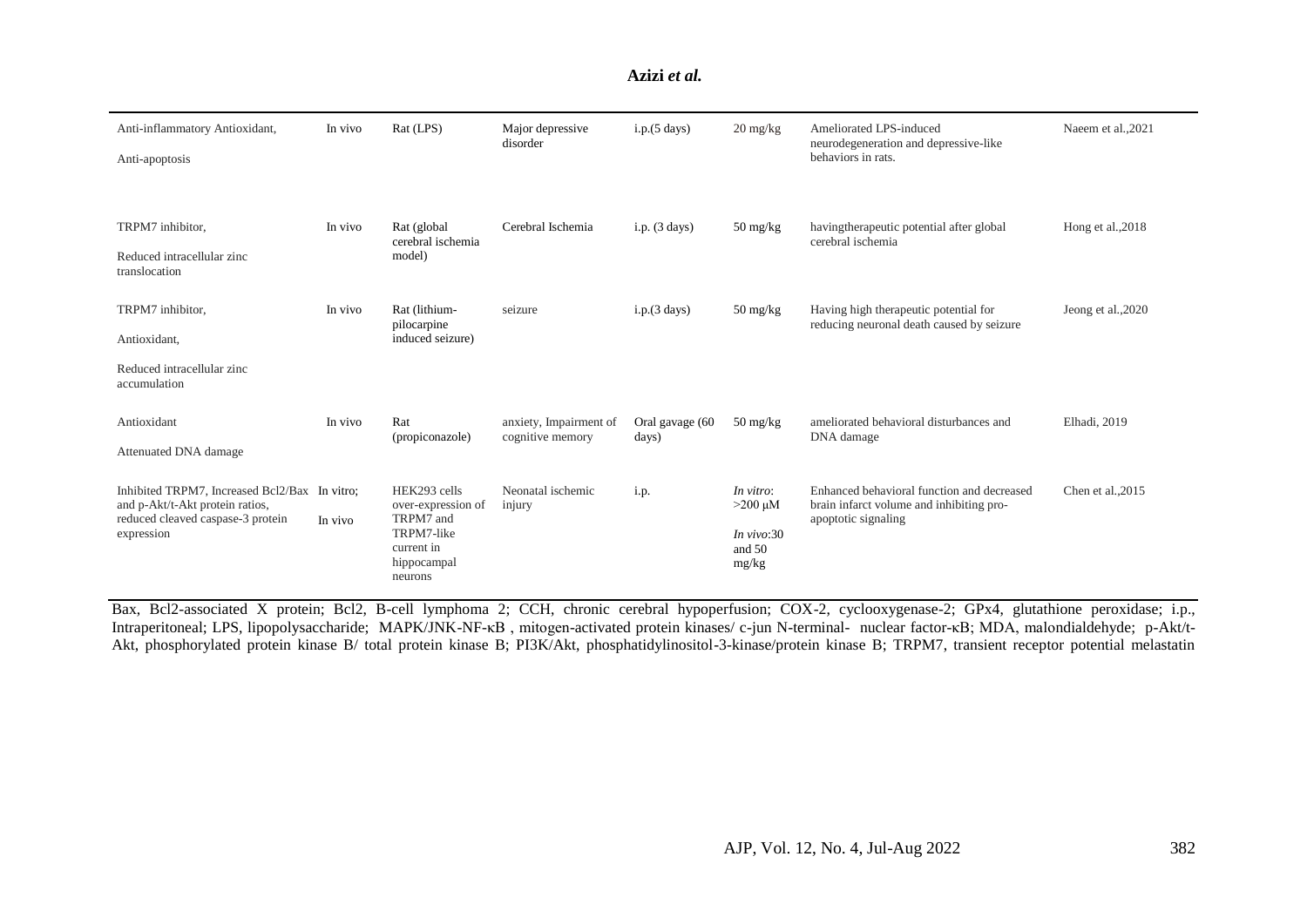| | | | | | | | |
|---|---|---|---|---|---|---|---|
| Anti-inflammatory Antioxidant, Anti-apoptosis | In vivo | Rat (LPS) | Major depressive disorder | i.p.(5 days) | 20 mg/kg | Ameliorated LPS-induced neurodegeneration and depressive-like behaviors in rats. | Naeem et al.,2021 |
| TRPM7 inhibitor, Reduced intracellular zinc translocation | In vivo | Rat (global cerebral ischemia model) | Cerebral Ischemia | i.p. (3 days) | 50 mg/kg | havingtherapeutic potential after global cerebral ischemia | Hong et al.,2018 |
| TRPM7 inhibitor, Antioxidant, Reduced intracellular zinc accumulation | In vivo | Rat (lithium-pilocarpine induced seizure) | seizure | i.p.(3 days) | 50 mg/kg | Having high therapeutic potential for reducing neuronal death caused by seizure | Jeong et al.,2020 |
| Antioxidant Attenuated DNA damage | In vivo | Rat (propiconazole) | anxiety, Impairment of cognitive memory | Oral gavage (60 days) | 50 mg/kg | ameliorated behavioral disturbances and DNA damage | Elhadi, 2019 |
| Inhibited TRPM7, Increased Bcl2/Bax and p-Akt/t-Akt protein ratios, reduced cleaved caspase-3 protein expression | In vitro; In vivo | HEK293 cells over-expression of TRPM7 and TRPM7-like current in hippocampal neurons | Neonatal ischemic injury | i.p. | *In vitro*: >200 μM *In vivo*:30 and 50 mg/kg | Enhanced behavioral function and decreased brain infarct volume and inhibiting pro-apoptotic signaling | Chen et al.,2015 |

Bax, Bcl2-associated X protein; Bcl2, B-cell lymphoma 2; CCH, chronic cerebral hypoperfusion; COX-2, cyclooxygenase-2; GPx4, glutathione peroxidase; i.p., Intraperitoneal; LPS, lipopolysaccharide; MAPK/JNK-NF-κB , mitogen-activated protein kinases/ c-jun N-terminal- nuclear factor-κB; MDA, malondialdehyde; p-Akt/t-Akt, phosphorylated protein kinase B/ total protein kinase B; PI3K/Akt, phosphatidylinositol-3-kinase/protein kinase B; TRPM7, transient receptor potential melastatin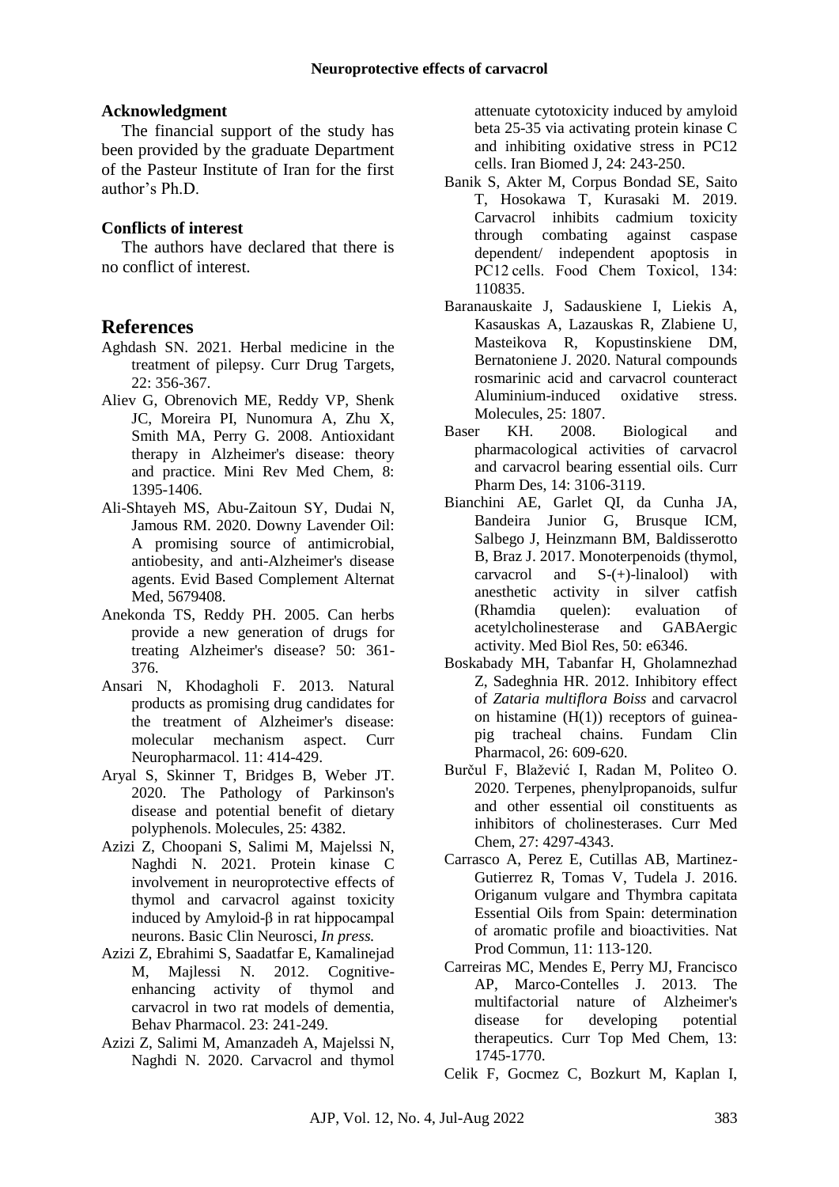## Acknowledgment

The financial support of the study has been provided by the graduate Department of the Pasteur Institute of Iran for the first author's Ph.D.

## Conflicts of interest

The authors have declared that there is no conflict of interest.

# References

Aghdash SN. 2021. Herbal medicine in the treatment of pilepsy. Curr Drug Targets, 22: 356-367.

Aliev G, Obrenovich ME, Reddy VP, Shenk JC, Moreira PI, Nunomura A, Zhu X, Smith MA, Perry G. 2008. Antioxidant therapy in Alzheimer's disease: theory and practice. Mini Rev Med Chem, 8: 1395-1406.

Ali-Shtayeh MS, Abu-Zaitoun SY, Dudai N, Jamous RM. 2020. Downy Lavender Oil: A promising source of antimicrobial, antiobesity, and anti-Alzheimer's disease agents. Evid Based Complement Alternat Med, 5679408.

Anekonda TS, Reddy PH. 2005. Can herbs provide a new generation of drugs for treating Alzheimer's disease? 50: 361-376.

Ansari N, Khodagholi F. 2013. Natural products as promising drug candidates for the treatment of Alzheimer's disease: molecular mechanism aspect. Curr Neuropharmacol. 11: 414-429.

Aryal S, Skinner T, Bridges B, Weber JT. 2020. The Pathology of Parkinson's disease and potential benefit of dietary polyphenols. Molecules, 25: 4382.

Azizi Z, Choopani S, Salimi M, Majelssi N, Naghdi N. 2021. Protein kinase C involvement in neuroprotective effects of thymol and carvacrol against toxicity induced by Amyloid-β in rat hippocampal neurons. Basic Clin Neurosci, *In press.*

Azizi Z, Ebrahimi S, Saadatfar E, Kamalinejad M, Majlessi N. 2012. Cognitive-enhancing activity of thymol and carvacrol in two rat models of dementia, Behav Pharmacol. 23: 241-249.

Azizi Z, Salimi M, Amanzadeh A, Majlessi N, Naghdi N. 2020. Carvacrol and thymol attenuate cytotoxicity induced by amyloid beta 25-35 via activating protein kinase C and inhibiting oxidative stress in PC12 cells. Iran Biomed J, 24: 243-250.

Banik S, Akter M, Corpus Bondad SE, Saito T, Hosokawa T, Kurasaki M. 2019. Carvacrol inhibits cadmium toxicity through combating against caspase dependent/ independent apoptosis in PC12 cells. Food Chem Toxicol, 134: 110835.

Baranauskaite J, Sadauskiene I, Liekis A, Kasauskas A, Lazauskas R, Zlabiene U, Masteikova R, Kopustinskiene DM, Bernatoniene J. 2020. Natural compounds rosmarinic acid and carvacrol counteract Aluminium-induced oxidative stress. Molecules, 25: 1807.

Baser KH. 2008. Biological and pharmacological activities of carvacrol and carvacrol bearing essential oils. Curr Pharm Des, 14: 3106-3119.

Bianchini AE, Garlet QI, da Cunha JA, Bandeira Junior G, Brusque ICM, Salbego J, Heinzmann BM, Baldisserotto B, Braz J. 2017. Monoterpenoids (thymol, carvacrol and S-(+)-linalool) with anesthetic activity in silver catfish (Rhamdia quelen): evaluation of acetylcholinesterase and GABAergic activity. Med Biol Res, 50: e6346.

Boskabady MH, Tabanfar H, Gholamnezhad Z, Sadeghnia HR. 2012. Inhibitory effect of *Zataria multiflora Boiss* and carvacrol on histamine (H(1)) receptors of guinea-pig tracheal chains. Fundam Clin Pharmacol, 26: 609-620.

Burčul F, Blažević I, Radan M, Politeo O. 2020. Terpenes, phenylpropanoids, sulfur and other essential oil constituents as inhibitors of cholinesterases. Curr Med Chem, 27: 4297-4343.

Carrasco A, Perez E, Cutillas AB, Martinez-Gutierrez R, Tomas V, Tudela J. 2016. Origanum vulgare and Thymbra capitata Essential Oils from Spain: determination of aromatic profile and bioactivities. Nat Prod Commun, 11: 113-120.

Carreiras MC, Mendes E, Perry MJ, Francisco AP, Marco-Contelles J. 2013. The multifactorial nature of Alzheimer's disease for developing potential therapeutics. Curr Top Med Chem, 13: 1745-1770.

Celik F, Gocmez C, Bozkurt M, Kaplan I,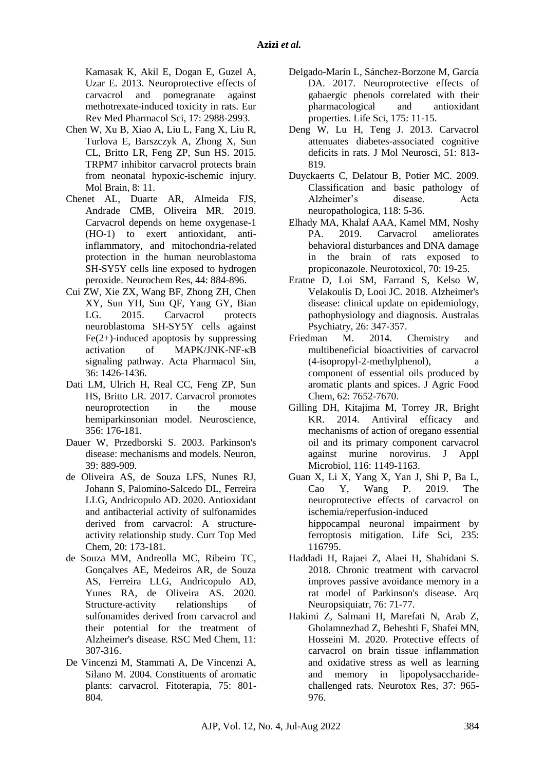Kamasak K, Akil E, Dogan E, Guzel A, Uzar E. 2013. Neuroprotective effects of carvacrol and pomegranate against methotrexate-induced toxicity in rats. Eur Rev Med Pharmacol Sci, 17: 2988-2993.

Chen W, Xu B, Xiao A, Liu L, Fang X, Liu R, Turlova E, Barszczyk A, Zhong X, Sun CL, Britto LR, Feng ZP, Sun HS. 2015. TRPM7 inhibitor carvacrol protects brain from neonatal hypoxic-ischemic injury. Mol Brain, 8: 11.

Chenet AL, Duarte AR, Almeida FJS, Andrade CMB, Oliveira MR. 2019. Carvacrol depends on heme oxygenase-1 (HO-1) to exert antioxidant, anti-inflammatory, and mitochondria-related protection in the human neuroblastoma SH-SY5Y cells line exposed to hydrogen peroxide. Neurochem Res, 44: 884-896.

Cui ZW, Xie ZX, Wang BF, Zhong ZH, Chen XY, Sun YH, Sun QF, Yang GY, Bian LG. 2015. Carvacrol protects neuroblastoma SH-SY5Y cells against Fe(2+)-induced apoptosis by suppressing activation of MAPK/JNK-NF-κB signaling pathway. Acta Pharmacol Sin, 36: 1426-1436.

Dati LM, Ulrich H, Real CC, Feng ZP, Sun HS, Britto LR. 2017. Carvacrol promotes neuroprotection in the mouse hemiparkinsonian model. Neuroscience, 356: 176-181.

Dauer W, Przedborski S. 2003. Parkinson's disease: mechanisms and models. Neuron, 39: 889-909.

de Oliveira AS, de Souza LFS, Nunes RJ, Johann S, Palomino-Salcedo DL, Ferreira LLG, Andricopulo AD. 2020. Antioxidant and antibacterial activity of sulfonamides derived from carvacrol: A structure-activity relationship study. Curr Top Med Chem, 20: 173-181.

de Souza MM, Andreolla MC, Ribeiro TC, Gonçalves AE, Medeiros AR, de Souza AS, Ferreira LLG, Andricopulo AD, Yunes RA, de Oliveira AS. 2020. Structure-activity relationships of sulfonamides derived from carvacrol and their potential for the treatment of Alzheimer's disease. RSC Med Chem, 11: 307-316.

De Vincenzi M, Stammati A, De Vincenzi A, Silano M. 2004. Constituents of aromatic plants: carvacrol. Fitoterapia, 75: 801-804.

Delgado-Marín L, Sánchez-Borzone M, García DA. 2017. Neuroprotective effects of gabaergic phenols correlated with their pharmacological and antioxidant properties. Life Sci, 175: 11-15.

Deng W, Lu H, Teng J. 2013. Carvacrol attenuates diabetes-associated cognitive deficits in rats. J Mol Neurosci, 51: 813-819.

Duyckaerts C, Delatour B, Potier MC. 2009. Classification and basic pathology of Alzheimer's disease. Acta neuropathologica, 118: 5-36.

Elhady MA, Khalaf AAA, Kamel MM, Noshy PA. 2019. Carvacrol ameliorates behavioral disturbances and DNA damage in the brain of rats exposed to propiconazole. Neurotoxicol, 70: 19-25.

Eratne D, Loi SM, Farrand S, Kelso W, Velakoulis D, Looi JC. 2018. Alzheimer's disease: clinical update on epidemiology, pathophysiology and diagnosis. Australas Psychiatry, 26: 347-357.

Friedman M. 2014. Chemistry and multibeneficial bioactivities of carvacrol (4-isopropyl-2-methylphenol), a component of essential oils produced by aromatic plants and spices. J Agric Food Chem, 62: 7652-7670.

Gilling DH, Kitajima M, Torrey JR, Bright KR. 2014. Antiviral efficacy and mechanisms of action of oregano essential oil and its primary component carvacrol against murine norovirus. J Appl Microbiol, 116: 1149-1163.

Guan X, Li X, Yang X, Yan J, Shi P, Ba L, Cao Y, Wang P. 2019. The neuroprotective effects of carvacrol on ischemia/reperfusion-induced hippocampal neuronal impairment by ferroptosis mitigation. Life Sci, 235: 116795.

Haddadi H, Rajaei Z, Alaei H, Shahidani S. 2018. Chronic treatment with carvacrol improves passive avoidance memory in a rat model of Parkinson's disease. Arq Neuropsiquiatr, 76: 71-77.

Hakimi Z, Salmani H, Marefati N, Arab Z, Gholamnezhad Z, Beheshti F, Shafei MN, Hosseini M. 2020. Protective effects of carvacrol on brain tissue inflammation and oxidative stress as well as learning and memory in lipopolysaccharide-challenged rats. Neurotox Res, 37: 965-976.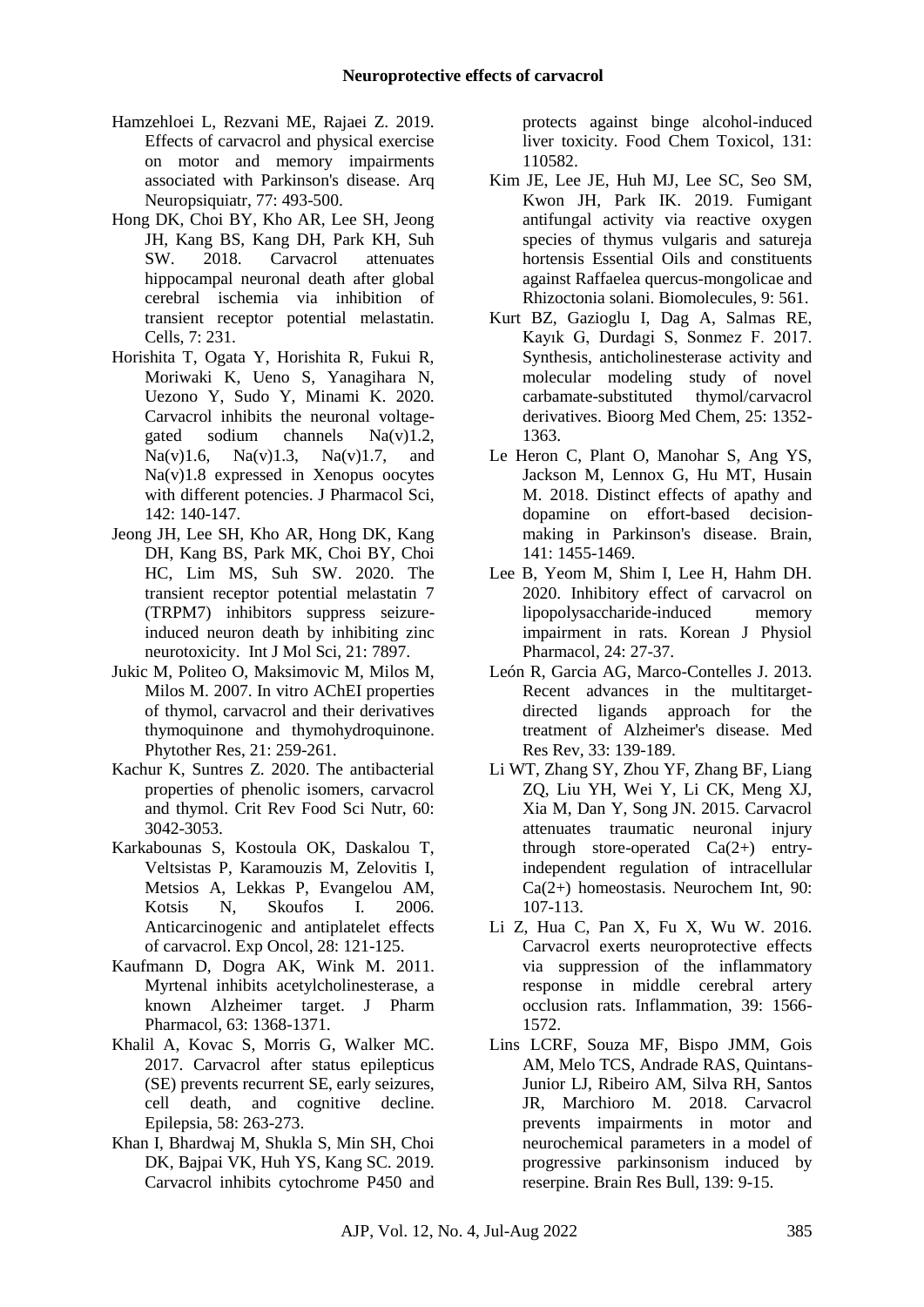Hamzehloei L, Rezvani ME, Rajaei Z. 2019. Effects of carvacrol and physical exercise on motor and memory impairments associated with Parkinson's disease. Arq Neuropsiquiatr, 77: 493-500.

Hong DK, Choi BY, Kho AR, Lee SH, Jeong JH, Kang BS, Kang DH, Park KH, Suh SW. 2018. Carvacrol attenuates hippocampal neuronal death after global cerebral ischemia via inhibition of transient receptor potential melastatin. Cells, 7: 231.

Horishita T, Ogata Y, Horishita R, Fukui R, Moriwaki K, Ueno S, Yanagihara N, Uezono Y, Sudo Y, Minami K. 2020. Carvacrol inhibits the neuronal voltage-gated sodium channels Na(v)1.2, Na(v)1.6, Na(v)1.3, Na(v)1.7, and Na(v)1.8 expressed in Xenopus oocytes with different potencies. J Pharmacol Sci, 142: 140-147.

Jeong JH, Lee SH, Kho AR, Hong DK, Kang DH, Kang BS, Park MK, Choi BY, Choi HC, Lim MS, Suh SW. 2020. The transient receptor potential melastatin 7 (TRPM7) inhibitors suppress seizure-induced neuron death by inhibiting zinc neurotoxicity. Int J Mol Sci, 21: 7897.

Jukic M, Politeo O, Maksimovic M, Milos M, Milos M. 2007. In vitro AChEI properties of thymol, carvacrol and their derivatives thymoquinone and thymohydroquinone. Phytother Res, 21: 259-261.

Kachur K, Suntres Z. 2020. The antibacterial properties of phenolic isomers, carvacrol and thymol. Crit Rev Food Sci Nutr, 60: 3042-3053.

Karkabounas S, Kostoula OK, Daskalou T, Veltsistas P, Karamouzis M, Zelovitis I, Metsios A, Lekkas P, Evangelou AM, Kotsis N, Skoufos I. 2006. Anticarcinogenic and antiplatelet effects of carvacrol. Exp Oncol, 28: 121-125.

Kaufmann D, Dogra AK, Wink M. 2011. Myrtenal inhibits acetylcholinesterase, a known Alzheimer target. J Pharm Pharmacol, 63: 1368-1371.

Khalil A, Kovac S, Morris G, Walker MC. 2017. Carvacrol after status epilepticus (SE) prevents recurrent SE, early seizures, cell death, and cognitive decline. Epilepsia, 58: 263-273.

Khan I, Bhardwaj M, Shukla S, Min SH, Choi DK, Bajpai VK, Huh YS, Kang SC. 2019. Carvacrol inhibits cytochrome P450 and protects against binge alcohol-induced liver toxicity. Food Chem Toxicol, 131: 110582.

Kim JE, Lee JE, Huh MJ, Lee SC, Seo SM, Kwon JH, Park IK. 2019. Fumigant antifungal activity via reactive oxygen species of thymus vulgaris and satureja hortensis Essential Oils and constituents against Raffaelea quercus-mongolicae and Rhizoctonia solani. Biomolecules, 9: 561.

Kurt BZ, Gazioglu I, Dag A, Salmas RE, Kayık G, Durdagi S, Sonmez F. 2017. Synthesis, anticholinesterase activity and molecular modeling study of novel carbamate-substituted thymol/carvacrol derivatives. Bioorg Med Chem, 25: 1352-1363.

Le Heron C, Plant O, Manohar S, Ang YS, Jackson M, Lennox G, Hu MT, Husain M. 2018. Distinct effects of apathy and dopamine on effort-based decision-making in Parkinson's disease. Brain, 141: 1455-1469.

Lee B, Yeom M, Shim I, Lee H, Hahm DH. 2020. Inhibitory effect of carvacrol on lipopolysaccharide-induced memory impairment in rats. Korean J Physiol Pharmacol, 24: 27-37.

León R, Garcia AG, Marco-Contelles J. 2013. Recent advances in the multitarget-directed ligands approach for the treatment of Alzheimer's disease. Med Res Rev, 33: 139-189.

Li WT, Zhang SY, Zhou YF, Zhang BF, Liang ZQ, Liu YH, Wei Y, Li CK, Meng XJ, Xia M, Dan Y, Song JN. 2015. Carvacrol attenuates traumatic neuronal injury through store-operated Ca(2+) entry-independent regulation of intracellular Ca(2+) homeostasis. Neurochem Int, 90: 107-113.

Li Z, Hua C, Pan X, Fu X, Wu W. 2016. Carvacrol exerts neuroprotective effects via suppression of the inflammatory response in middle cerebral artery occlusion rats. Inflammation, 39: 1566-1572.

Lins LCRF, Souza MF, Bispo JMM, Gois AM, Melo TCS, Andrade RAS, Quintans-Junior LJ, Ribeiro AM, Silva RH, Santos JR, Marchioro M. 2018. Carvacrol prevents impairments in motor and neurochemical parameters in a model of progressive parkinsonism induced by reserpine. Brain Res Bull, 139: 9-15.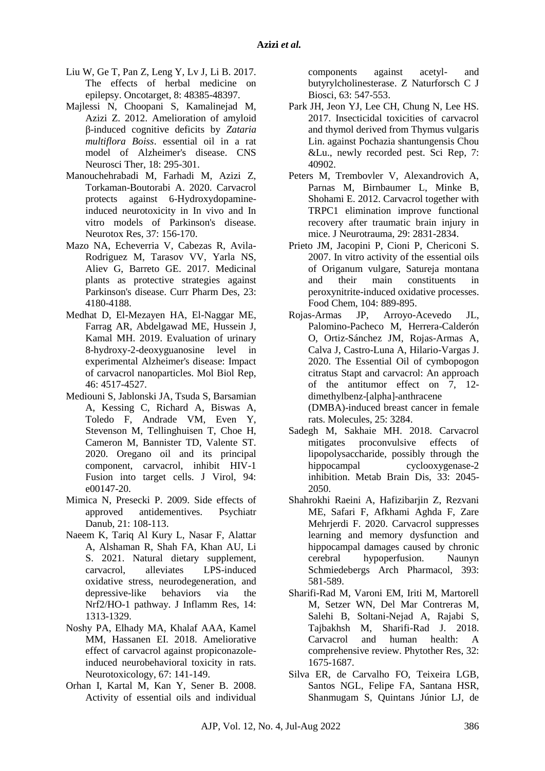Liu W, Ge T, Pan Z, Leng Y, Lv J, Li B. 2017. The effects of herbal medicine on epilepsy. Oncotarget, 8: 48385-48397.

Majlessi N, Choopani S, Kamalinejad M, Azizi Z. 2012. Amelioration of amyloid β-induced cognitive deficits by *Zataria multiflora Boiss*. essential oil in a rat model of Alzheimer's disease. CNS Neurosci Ther, 18: 295-301.

Manouchehrabadi M, Farhadi M, Azizi Z, Torkaman-Boutorabi A. 2020. Carvacrol protects against 6-Hydroxydopamine-induced neurotoxicity in In vivo and In vitro models of Parkinson's disease. Neurotox Res, 37: 156-170.

Mazo NA, Echeverria V, Cabezas R, Avila-Rodriguez M, Tarasov VV, Yarla NS, Aliev G, Barreto GE. 2017. Medicinal plants as protective strategies against Parkinson's disease. Curr Pharm Des, 23: 4180-4188.

Medhat D, El-Mezayen HA, El-Naggar ME, Farrag AR, Abdelgawad ME, Hussein J, Kamal MH. 2019. Evaluation of urinary 8-hydroxy-2-deoxyguanosine level in experimental Alzheimer's disease: Impact of carvacrol nanoparticles. Mol Biol Rep, 46: 4517-4527.

Mediouni S, Jablonski JA, Tsuda S, Barsamian A, Kessing C, Richard A, Biswas A, Toledo F, Andrade VM, Even Y, Stevenson M, Tellinghuisen T, Choe H, Cameron M, Bannister TD, Valente ST. 2020. Oregano oil and its principal component, carvacrol, inhibit HIV-1 Fusion into target cells. J Virol, 94: e00147-20.

Mimica N, Presecki P. 2009. Side effects of approved antidementives. Psychiatr Danub, 21: 108-113.

Naeem K, Tariq Al Kury L, Nasar F, Alattar A, Alshaman R, Shah FA, Khan AU, Li S. 2021. Natural dietary supplement, carvacrol, alleviates LPS-induced oxidative stress, neurodegeneration, and depressive-like behaviors via the Nrf2/HO-1 pathway. J Inflamm Res, 14: 1313-1329.

Noshy PA, Elhady MA, Khalaf AAA, Kamel MM, Hassanen EI. 2018. Ameliorative effect of carvacrol against propiconazole-induced neurobehavioral toxicity in rats. Neurotoxicology, 67: 141-149.

Orhan I, Kartal M, Kan Y, Sener B. 2008. Activity of essential oils and individual components against acetyl- and butyrylcholinesterase. Z Naturforsch C J Biosci, 63: 547-553.

Park JH, Jeon YJ, Lee CH, Chung N, Lee HS. 2017. Insecticidal toxicities of carvacrol and thymol derived from Thymus vulgaris Lin. against Pochazia shantungensis Chou &Lu., newly recorded pest. Sci Rep, 7: 40902.

Peters M, Trembovler V, Alexandrovich A, Parnas M, Birnbaumer L, Minke B, Shohami E. 2012. Carvacrol together with TRPC1 elimination improve functional recovery after traumatic brain injury in mice. J Neurotrauma, 29: 2831-2834.

Prieto JM, Jacopini P, Cioni P, Chericoni S. 2007. In vitro activity of the essential oils of Origanum vulgare, Satureja montana and their main constituents in peroxynitrite-induced oxidative processes. Food Chem, 104: 889-895.

Rojas-Armas JP, Arroyo-Acevedo JL, Palomino-Pacheco M, Herrera-Calderón O, Ortiz-Sánchez JM, Rojas-Armas A, Calva J, Castro-Luna A, Hilario-Vargas J. 2020. The Essential Oil of cymbopogon citratus Stapt and carvacrol: An approach of the antitumor effect on 7, 12-dimethylbenz-[alpha]-anthracene (DMBA)-induced breast cancer in female rats. Molecules, 25: 3284.

Sadegh M, Sakhaie MH. 2018. Carvacrol mitigates proconvulsive effects of lipopolysaccharide, possibly through the hippocampal cyclooxygenase-2 inhibition. Metab Brain Dis, 33: 2045-2050.

Shahrokhi Raeini A, Hafizibarjin Z, Rezvani ME, Safari F, Afkhami Aghda F, Zare Mehrjerdi F. 2020. Carvacrol suppresses learning and memory dysfunction and hippocampal damages caused by chronic cerebral hypoperfusion. Naunyn Schmiedebergs Arch Pharmacol, 393: 581-589.

Sharifi-Rad M, Varoni EM, Iriti M, Martorell M, Setzer WN, Del Mar Contreras M, Salehi B, Soltani-Nejad A, Rajabi S, Tajbakhsh M, Sharifi-Rad J. 2018. Carvacrol and human health: A comprehensive review. Phytother Res, 32: 1675-1687.

Silva ER, de Carvalho FO, Teixeira LGB, Santos NGL, Felipe FA, Santana HSR, Shanmugam S, Quintans Júnior LJ, de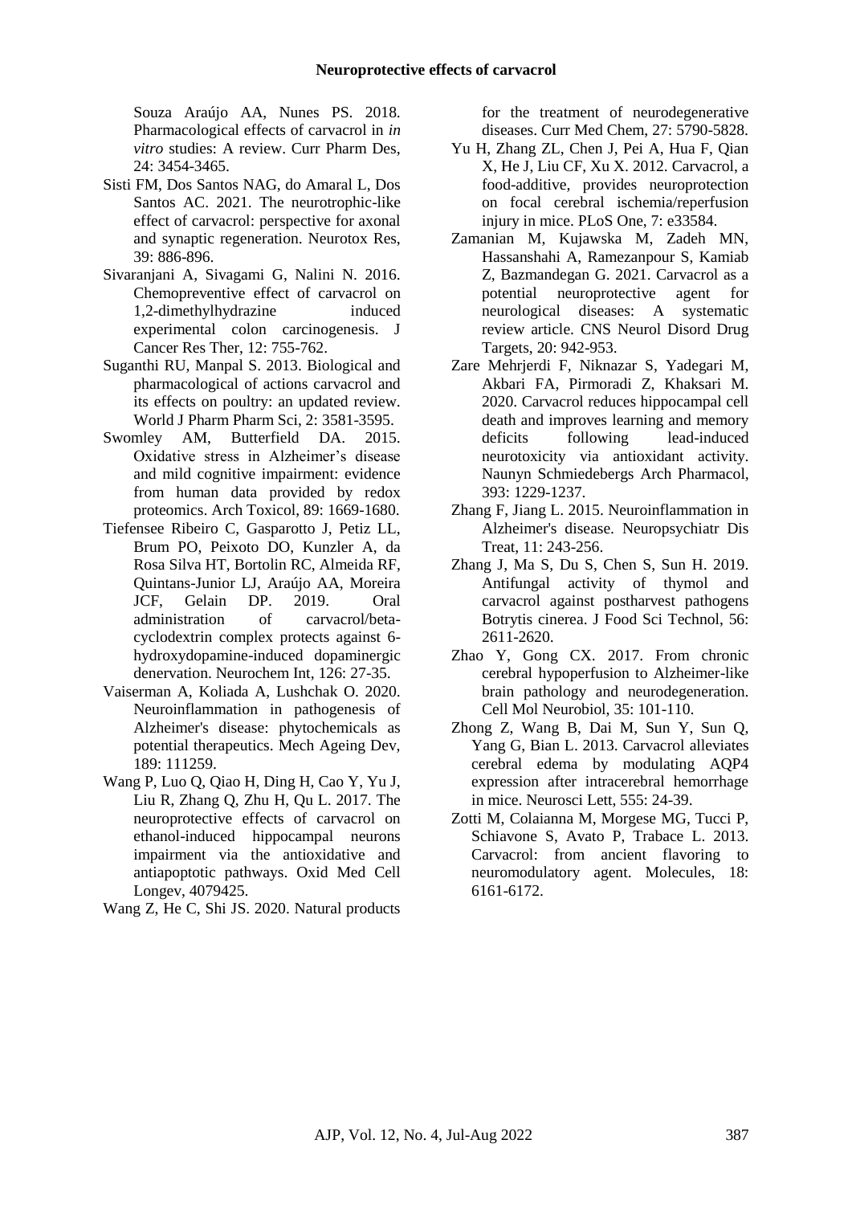Souza Araújo AA, Nunes PS. 2018. Pharmacological effects of carvacrol in *in vitro* studies: A review. Curr Pharm Des, 24: 3454-3465.

Sisti FM, Dos Santos NAG, do Amaral L, Dos Santos AC. 2021. The neurotrophic-like effect of carvacrol: perspective for axonal and synaptic regeneration. Neurotox Res, 39: 886-896.

Sivaranjani A, Sivagami G, Nalini N. 2016. Chemopreventive effect of carvacrol on 1,2-dimethylhydrazine induced experimental colon carcinogenesis. J Cancer Res Ther, 12: 755-762.

Suganthi RU, Manpal S. 2013. Biological and pharmacological of actions carvacrol and its effects on poultry: an updated review. World J Pharm Pharm Sci, 2: 3581-3595.

Swomley AM, Butterfield DA. 2015. Oxidative stress in Alzheimer's disease and mild cognitive impairment: evidence from human data provided by redox proteomics. Arch Toxicol, 89: 1669-1680.

Tiefensee Ribeiro C, Gasparotto J, Petiz LL, Brum PO, Peixoto DO, Kunzler A, da Rosa Silva HT, Bortolin RC, Almeida RF, Quintans-Junior LJ, Araújo AA, Moreira JCF, Gelain DP. 2019. Oral administration of carvacrol/beta-cyclodextrin complex protects against 6-hydroxydopamine-induced dopaminergic denervation. Neurochem Int, 126: 27-35.

Vaiserman A, Koliada A, Lushchak O. 2020. Neuroinflammation in pathogenesis of Alzheimer's disease: phytochemicals as potential therapeutics. Mech Ageing Dev, 189: 111259.

Wang P, Luo Q, Qiao H, Ding H, Cao Y, Yu J, Liu R, Zhang Q, Zhu H, Qu L. 2017. The neuroprotective effects of carvacrol on ethanol-induced hippocampal neurons impairment via the antioxidative and antiapoptotic pathways. Oxid Med Cell Longev, 4079425.

Wang Z, He C, Shi JS. 2020. Natural products for the treatment of neurodegenerative diseases. Curr Med Chem, 27: 5790-5828.

Yu H, Zhang ZL, Chen J, Pei A, Hua F, Qian X, He J, Liu CF, Xu X. 2012. Carvacrol, a food-additive, provides neuroprotection on focal cerebral ischemia/reperfusion injury in mice. PLoS One, 7: e33584.

Zamanian M, Kujawska M, Zadeh MN, Hassanshahi A, Ramezanpour S, Kamiab Z, Bazmandegan G. 2021. Carvacrol as a potential neuroprotective agent for neurological diseases: A systematic review article. CNS Neurol Disord Drug Targets, 20: 942-953.

Zare Mehrjerdi F, Niknazar S, Yadegari M, Akbari FA, Pirmoradi Z, Khaksari M. 2020. Carvacrol reduces hippocampal cell death and improves learning and memory deficits following lead-induced neurotoxicity via antioxidant activity. Naunyn Schmiedebergs Arch Pharmacol, 393: 1229-1237.

Zhang F, Jiang L. 2015. Neuroinflammation in Alzheimer's disease. Neuropsychiatr Dis Treat, 11: 243-256.

Zhang J, Ma S, Du S, Chen S, Sun H. 2019. Antifungal activity of thymol and carvacrol against postharvest pathogens Botrytis cinerea. J Food Sci Technol, 56: 2611-2620.

Zhao Y, Gong CX. 2017. From chronic cerebral hypoperfusion to Alzheimer-like brain pathology and neurodegeneration. Cell Mol Neurobiol, 35: 101-110.

Zhong Z, Wang B, Dai M, Sun Y, Sun Q, Yang G, Bian L. 2013. Carvacrol alleviates cerebral edema by modulating AQP4 expression after intracerebral hemorrhage in mice. Neurosci Lett, 555: 24-39.

Zotti M, Colaianna M, Morgese MG, Tucci P, Schiavone S, Avato P, Trabace L. 2013. Carvacrol: from ancient flavoring to neuromodulatory agent. Molecules, 18: 6161-6172.